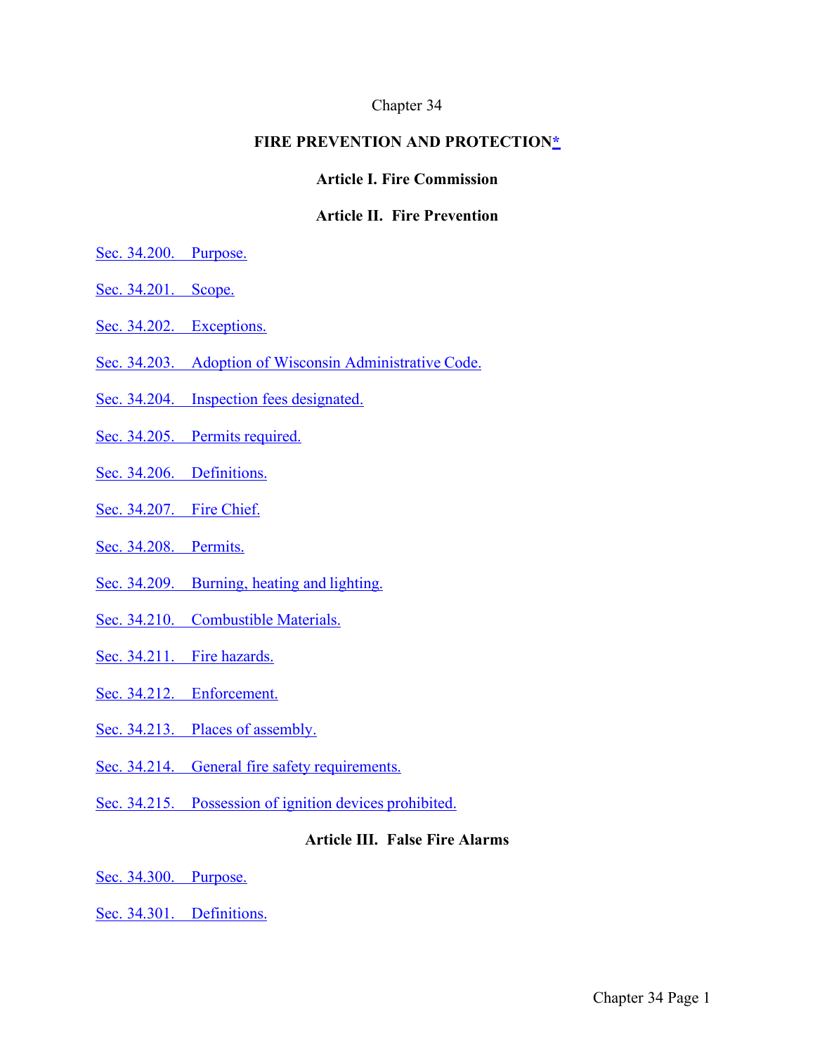Chapter 34

# FIRE PREVENTION AND PROTECTION*

## Article I. Fire Commission

## Article II. Fire Prevention

Sec. 34.200. Purpose.

Sec. 34.201. Scope.

Sec. 34.202. Exceptions.

Sec. 34.203. Adoption of Wisconsin Administrative Code.

Sec. 34.204. Inspection fees designated.

Sec. 34.205. Permits required.

Sec. 34.206. Definitions.

Sec. 34.207. Fire Chief.

Sec. 34.208. Permits.

Sec. 34.209. Burning, heating and lighting.

Sec. 34.210. Combustible Materials.

Sec. 34.211. Fire hazards.

Sec. 34.212. Enforcement.

Sec. 34.213. Places of assembly.

Sec. 34.214. General fire safety requirements.

Sec. 34.215. Possession of ignition devices prohibited.

## Article III. False Fire Alarms

Sec. 34.300. Purpose.

Sec. 34.301. Definitions.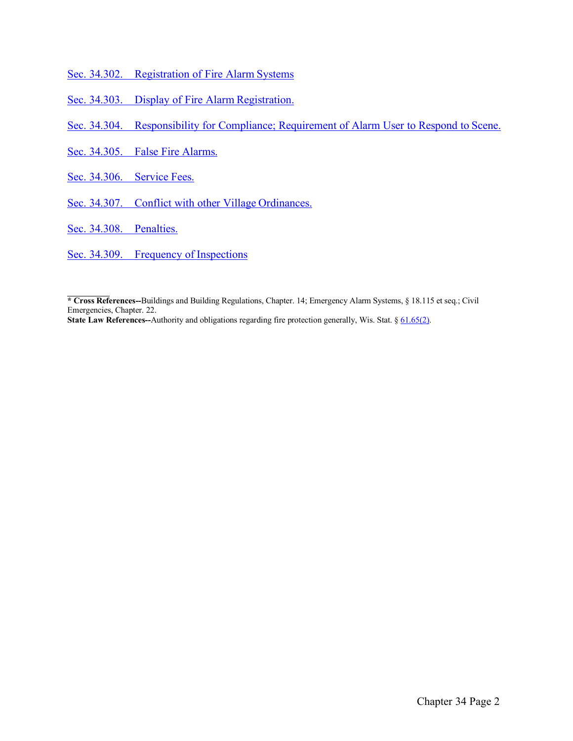Sec. 34.302. Registration of Fire Alarm Systems

Sec. 34.303. Display of Fire Alarm Registration.

Sec. 34.304. Responsibility for Compliance; Requirement of Alarm User to Respond to Scene.

Sec. 34.305. False Fire Alarms.

Sec. 34.306. Service Fees.

Sec. 34.307. Conflict with other Village Ordinances.

Sec. 34.308. Penalties.

Sec. 34.309. Frequency of Inspections

---

**\* Cross References--**Buildings and Building Regulations, Chapter. 14; Emergency Alarm Systems, § 18.115 et seq.; Civil Emergencies, Chapter. 22.
**State Law References--**Authority and obligations regarding fire protection generally, Wis. Stat. § 61.65(2).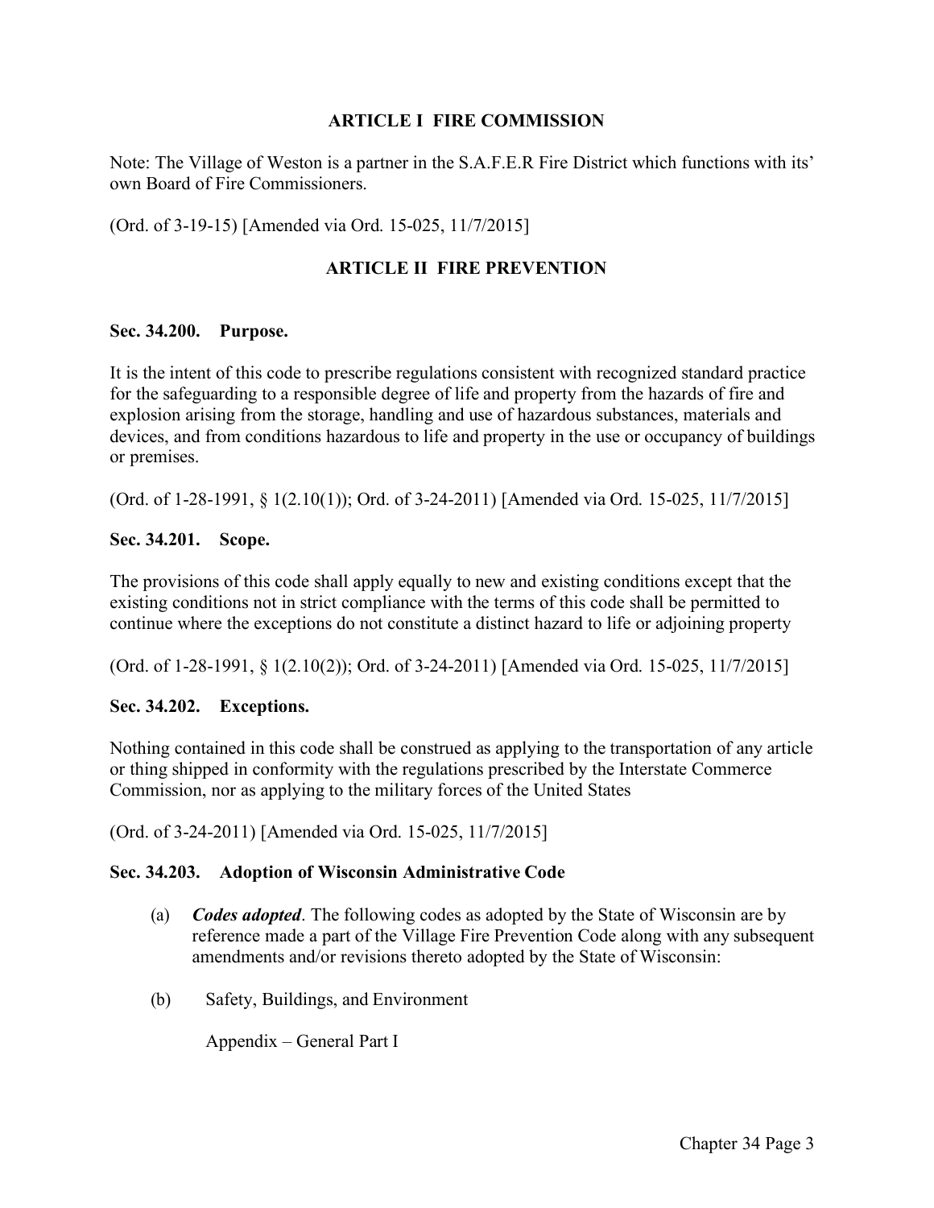## ARTICLE I FIRE COMMISSION

Note: The Village of Weston is a partner in the S.A.F.E.R Fire District which functions with its' own Board of Fire Commissioners.

(Ord. of 3-19-15) [Amended via Ord. 15-025, 11/7/2015]

## ARTICLE II FIRE PREVENTION

### Sec. 34.200. Purpose.

It is the intent of this code to prescribe regulations consistent with recognized standard practice for the safeguarding to a responsible degree of life and property from the hazards of fire and explosion arising from the storage, handling and use of hazardous substances, materials and devices, and from conditions hazardous to life and property in the use or occupancy of buildings or premises.

(Ord. of 1-28-1991, § 1(2.10(1)); Ord. of 3-24-2011) [Amended via Ord. 15-025, 11/7/2015]

### Sec. 34.201. Scope.

The provisions of this code shall apply equally to new and existing conditions except that the existing conditions not in strict compliance with the terms of this code shall be permitted to continue where the exceptions do not constitute a distinct hazard to life or adjoining property

(Ord. of 1-28-1991, § 1(2.10(2)); Ord. of 3-24-2011) [Amended via Ord. 15-025, 11/7/2015]

### Sec. 34.202. Exceptions.

Nothing contained in this code shall be construed as applying to the transportation of any article or thing shipped in conformity with the regulations prescribed by the Interstate Commerce Commission, nor as applying to the military forces of the United States

(Ord. of 3-24-2011) [Amended via Ord. 15-025, 11/7/2015]

### Sec. 34.203. Adoption of Wisconsin Administrative Code

(a) ***Codes adopted***. The following codes as adopted by the State of Wisconsin are by reference made a part of the Village Fire Prevention Code along with any subsequent amendments and/or revisions thereto adopted by the State of Wisconsin:

(b) Safety, Buildings, and Environment

Appendix – General Part I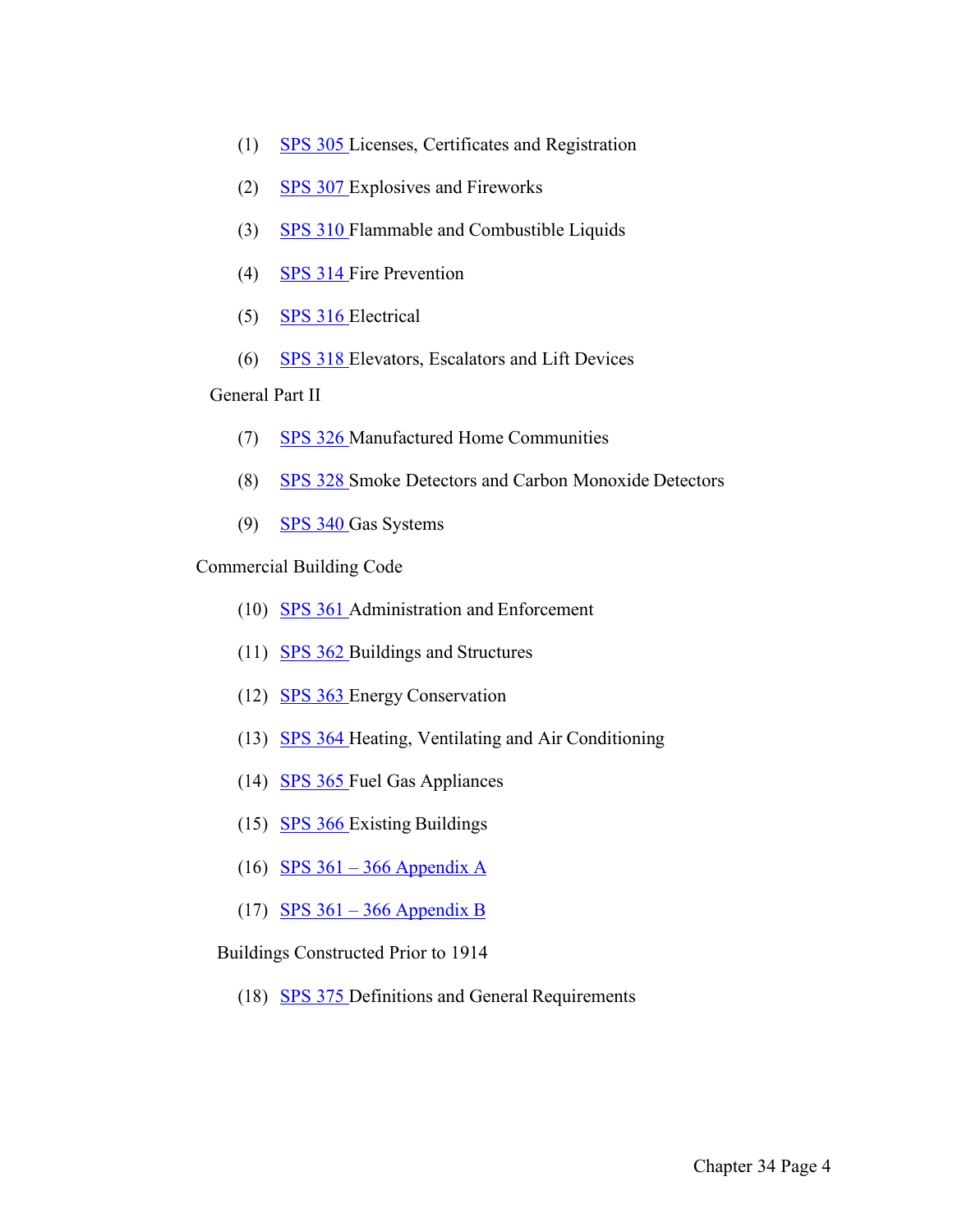(1) SPS 305 Licenses, Certificates and Registration

(2) SPS 307 Explosives and Fireworks

(3) SPS 310 Flammable and Combustible Liquids

(4) SPS 314 Fire Prevention

(5) SPS 316 Electrical

(6) SPS 318 Elevators, Escalators and Lift Devices

General Part II

(7) SPS 326 Manufactured Home Communities

(8) SPS 328 Smoke Detectors and Carbon Monoxide Detectors

(9) SPS 340 Gas Systems

Commercial Building Code

(10) SPS 361 Administration and Enforcement

(11) SPS 362 Buildings and Structures

(12) SPS 363 Energy Conservation

(13) SPS 364 Heating, Ventilating and Air Conditioning

(14) SPS 365 Fuel Gas Appliances

(15) SPS 366 Existing Buildings

(16) SPS 361 – 366 Appendix A

(17) SPS 361 – 366 Appendix B

Buildings Constructed Prior to 1914

(18) SPS 375 Definitions and General Requirements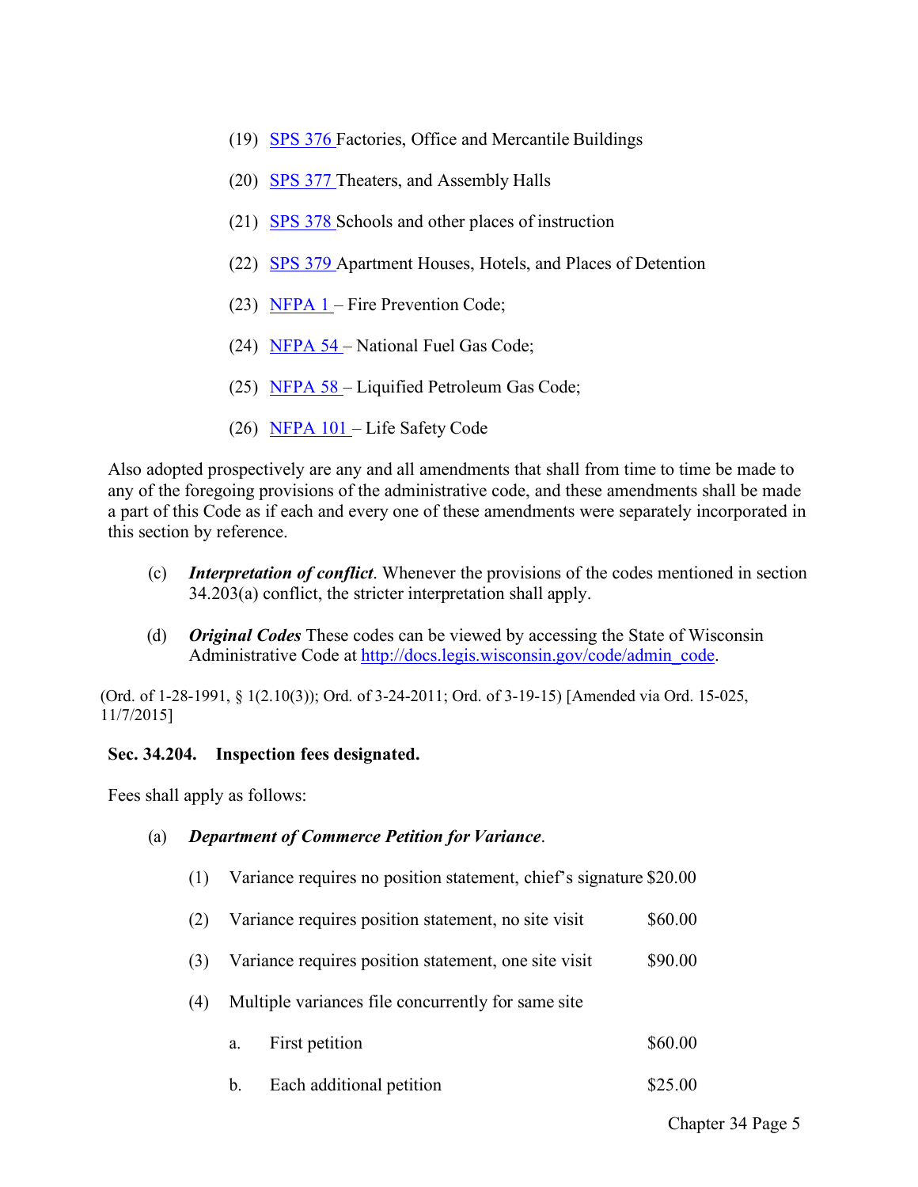(19) SPS 376 Factories, Office and Mercantile Buildings

(20) SPS 377 Theaters, and Assembly Halls

(21) SPS 378 Schools and other places of instruction

(22) SPS 379 Apartment Houses, Hotels, and Places of Detention

(23) NFPA 1 – Fire Prevention Code;

(24) NFPA 54 – National Fuel Gas Code;

(25) NFPA 58 – Liquified Petroleum Gas Code;

(26) NFPA 101 – Life Safety Code

Also adopted prospectively are any and all amendments that shall from time to time be made to any of the foregoing provisions of the administrative code, and these amendments shall be made a part of this Code as if each and every one of these amendments were separately incorporated in this section by reference.

(c) ***Interpretation of conflict***. Whenever the provisions of the codes mentioned in section 34.203(a) conflict, the stricter interpretation shall apply.

(d) ***Original Codes*** These codes can be viewed by accessing the State of Wisconsin Administrative Code at http://docs.legis.wisconsin.gov/code/admin_code.

(Ord. of 1-28-1991, § 1(2.10(3)); Ord. of 3-24-2011; Ord. of 3-19-15) [Amended via Ord. 15-025, 11/7/2015]

**Sec. 34.204. Inspection fees designated.**

Fees shall apply as follows:

(a) ***Department of Commerce Petition for Variance***.

| | | |
|---|---|---|
| (1) | Variance requires no position statement, chief's signature | $20.00 |
| (2) | Variance requires position statement, no site visit | $60.00 |
| (3) | Variance requires position statement, one site visit | $90.00 |
| (4) | Multiple variances file concurrently for same site | |
| | a. First petition | $60.00 |
| | b. Each additional petition | $25.00 |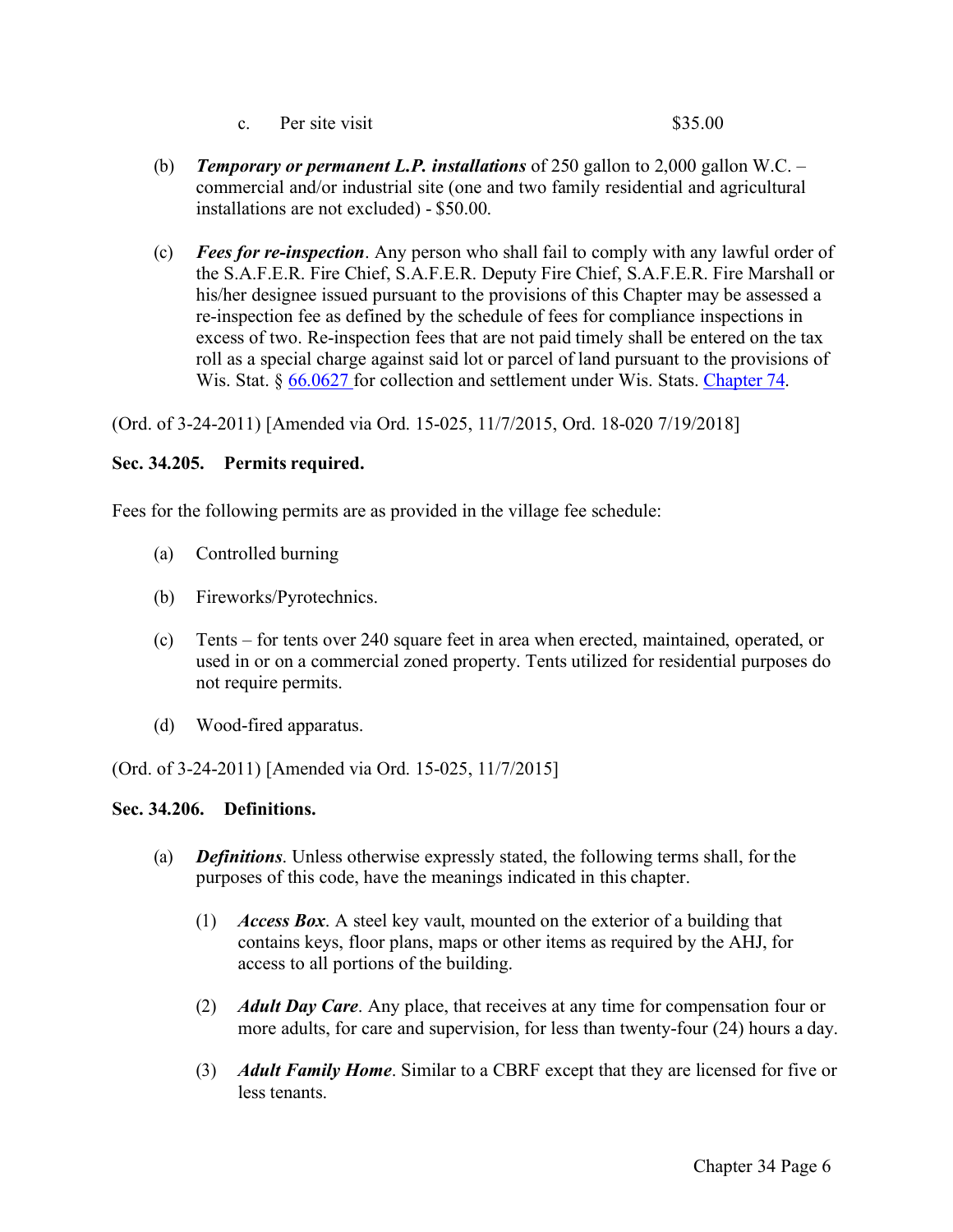c. Per site visit $35.00

(b) ***Temporary or permanent L.P. installations*** of 250 gallon to 2,000 gallon W.C. – commercial and/or industrial site (one and two family residential and agricultural installations are not excluded) - $50.00.

(c) ***Fees for re-inspection***. Any person who shall fail to comply with any lawful order of the S.A.F.E.R. Fire Chief, S.A.F.E.R. Deputy Fire Chief, S.A.F.E.R. Fire Marshall or his/her designee issued pursuant to the provisions of this Chapter may be assessed a re-inspection fee as defined by the schedule of fees for compliance inspections in excess of two. Re-inspection fees that are not paid timely shall be entered on the tax roll as a special charge against said lot or parcel of land pursuant to the provisions of Wis. Stat. § 66.0627 for collection and settlement under Wis. Stats. Chapter 74.

(Ord. of 3-24-2011) [Amended via Ord. 15-025, 11/7/2015, Ord. 18-020 7/19/2018]

### Sec. 34.205. Permits required.

Fees for the following permits are as provided in the village fee schedule:

(a) Controlled burning

(b) Fireworks/Pyrotechnics.

(c) Tents – for tents over 240 square feet in area when erected, maintained, operated, or used in or on a commercial zoned property. Tents utilized for residential purposes do not require permits.

(d) Wood-fired apparatus.

(Ord. of 3-24-2011) [Amended via Ord. 15-025, 11/7/2015]

### Sec. 34.206. Definitions.

(a) ***Definitions***. Unless otherwise expressly stated, the following terms shall, for the purposes of this code, have the meanings indicated in this chapter.

(1) ***Access Box***. A steel key vault, mounted on the exterior of a building that contains keys, floor plans, maps or other items as required by the AHJ, for access to all portions of the building.

(2) ***Adult Day Care***. Any place, that receives at any time for compensation four or more adults, for care and supervision, for less than twenty-four (24) hours a day.

(3) ***Adult Family Home***. Similar to a CBRF except that they are licensed for five or less tenants.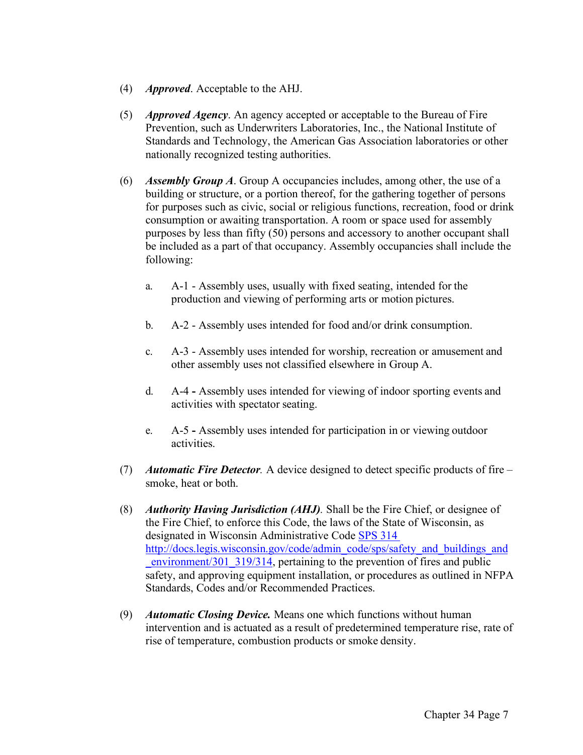(4) ***Approved***. Acceptable to the AHJ.

(5) ***Approved Agency***. An agency accepted or acceptable to the Bureau of Fire Prevention, such as Underwriters Laboratories, Inc., the National Institute of Standards and Technology, the American Gas Association laboratories or other nationally recognized testing authorities.

(6) ***Assembly Group A***. Group A occupancies includes, among other, the use of a building or structure, or a portion thereof, for the gathering together of persons for purposes such as civic, social or religious functions, recreation, food or drink consumption or awaiting transportation. A room or space used for assembly purposes by less than fifty (50) persons and accessory to another occupant shall be included as a part of that occupancy. Assembly occupancies shall include the following:

   a. A-1 - Assembly uses, usually with fixed seating, intended for the production and viewing of performing arts or motion pictures.

   b. A-2 - Assembly uses intended for food and/or drink consumption.

   c. A-3 - Assembly uses intended for worship, recreation or amusement and other assembly uses not classified elsewhere in Group A.

   d. A-4 **-** Assembly uses intended for viewing of indoor sporting events and activities with spectator seating.

   e. A-5 **-** Assembly uses intended for participation in or viewing outdoor activities.

(7) ***Automatic Fire Detector****.* A device designed to detect specific products of fire – smoke, heat or both.

(8) ***Authority Having Jurisdiction (AHJ)****.* Shall be the Fire Chief, or designee of the Fire Chief, to enforce this Code, the laws of the State of Wisconsin, as designated in Wisconsin Administrative Code [SPS 314 http://docs.legis.wisconsin.gov/code/admin_code/sps/safety_and_buildings_and_environment/301_319/314](http://docs.legis.wisconsin.gov/code/admin_code/sps/safety_and_buildings_and_environment/301_319/314), pertaining to the prevention of fires and public safety, and approving equipment installation, or procedures as outlined in NFPA Standards, Codes and/or Recommended Practices.

(9) ***Automatic Closing Device.*** Means one which functions without human intervention and is actuated as a result of predetermined temperature rise, rate of rise of temperature, combustion products or smoke density.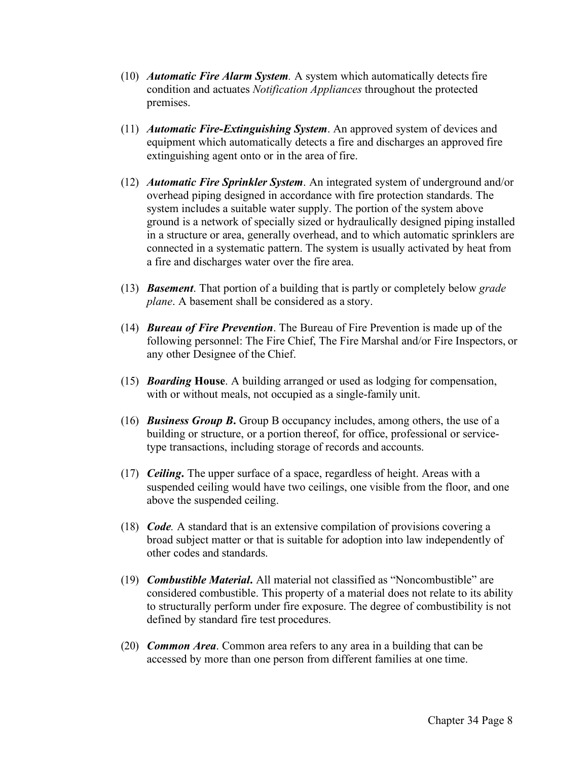(10) ***Automatic Fire Alarm System****.* A system which automatically detects fire condition and actuates *Notification Appliances* throughout the protected premises.

(11) ***Automatic Fire-Extinguishing System***. An approved system of devices and equipment which automatically detects a fire and discharges an approved fire extinguishing agent onto or in the area of fire.

(12) ***Automatic Fire Sprinkler System***. An integrated system of underground and/or overhead piping designed in accordance with fire protection standards. The system includes a suitable water supply. The portion of the system above ground is a network of specially sized or hydraulically designed piping installed in a structure or area, generally overhead, and to which automatic sprinklers are connected in a systematic pattern. The system is usually activated by heat from a fire and discharges water over the fire area.

(13) ***Basement***. That portion of a building that is partly or completely below *grade plane*. A basement shall be considered as a story.

(14) ***Bureau of Fire Prevention***. The Bureau of Fire Prevention is made up of the following personnel: The Fire Chief, The Fire Marshal and/or Fire Inspectors, or any other Designee of the Chief.

(15) ***Boarding* House**. A building arranged or used as lodging for compensation, with or without meals, not occupied as a single-family unit.

(16) ***Business Group B*.** Group B occupancy includes, among others, the use of a building or structure, or a portion thereof, for office, professional or service-type transactions, including storage of records and accounts.

(17) ***Ceiling*.** The upper surface of a space, regardless of height. Areas with a suspended ceiling would have two ceilings, one visible from the floor, and one above the suspended ceiling.

(18) ***Code****.* A standard that is an extensive compilation of provisions covering a broad subject matter or that is suitable for adoption into law independently of other codes and standards.

(19) ***Combustible Material*.** All material not classified as "Noncombustible" are considered combustible. This property of a material does not relate to its ability to structurally perform under fire exposure. The degree of combustibility is not defined by standard fire test procedures.

(20) ***Common Area***. Common area refers to any area in a building that can be accessed by more than one person from different families at one time.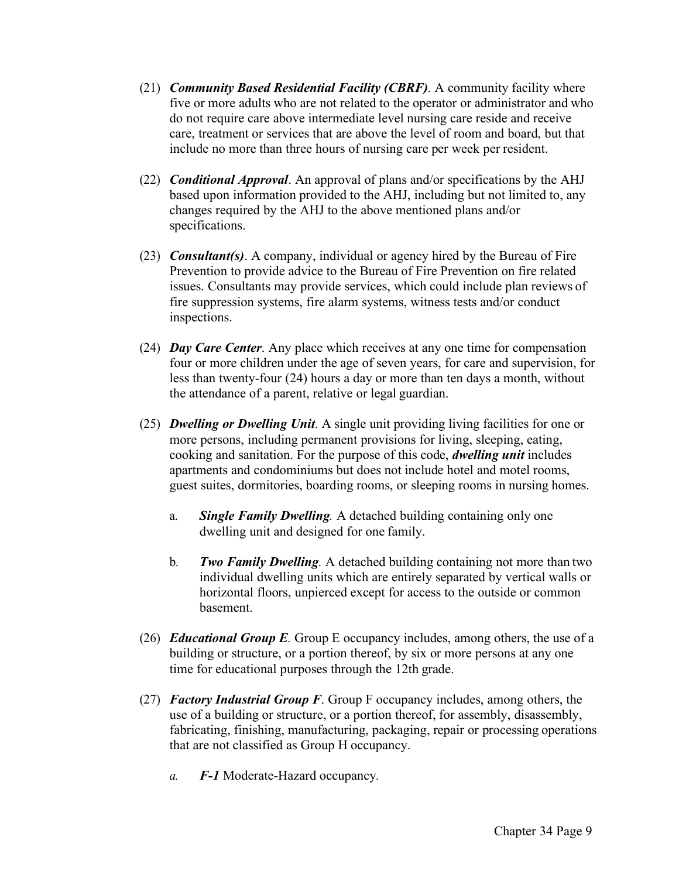(21) ***Community Based Residential Facility (CBRF)***. A community facility where five or more adults who are not related to the operator or administrator and who do not require care above intermediate level nursing care reside and receive care, treatment or services that are above the level of room and board, but that include no more than three hours of nursing care per week per resident.

(22) ***Conditional Approval***. An approval of plans and/or specifications by the AHJ based upon information provided to the AHJ, including but not limited to, any changes required by the AHJ to the above mentioned plans and/or specifications.

(23) ***Consultant(s)***. A company, individual or agency hired by the Bureau of Fire Prevention to provide advice to the Bureau of Fire Prevention on fire related issues. Consultants may provide services, which could include plan reviews of fire suppression systems, fire alarm systems, witness tests and/or conduct inspections.

(24) ***Day Care Center***. Any place which receives at any one time for compensation four or more children under the age of seven years, for care and supervision, for less than twenty-four (24) hours a day or more than ten days a month, without the attendance of a parent, relative or legal guardian.

(25) ***Dwelling or Dwelling Unit***. A single unit providing living facilities for one or more persons, including permanent provisions for living, sleeping, eating, cooking and sanitation. For the purpose of this code, ***dwelling unit*** includes apartments and condominiums but does not include hotel and motel rooms, guest suites, dormitories, boarding rooms, or sleeping rooms in nursing homes.

   a. ***Single Family Dwelling***. A detached building containing only one dwelling unit and designed for one family.

   b. ***Two Family Dwelling***. A detached building containing not more than two individual dwelling units which are entirely separated by vertical walls or horizontal floors, unpierced except for access to the outside or common basement.

(26) ***Educational Group E***. Group E occupancy includes, among others, the use of a building or structure, or a portion thereof, by six or more persons at any one time for educational purposes through the 12th grade.

(27) ***Factory Industrial Group F***. Group F occupancy includes, among others, the use of a building or structure, or a portion thereof, for assembly, disassembly, fabricating, finishing, manufacturing, packaging, repair or processing operations that are not classified as Group H occupancy.

   *a.* ***F-1*** Moderate-Hazard occupancy.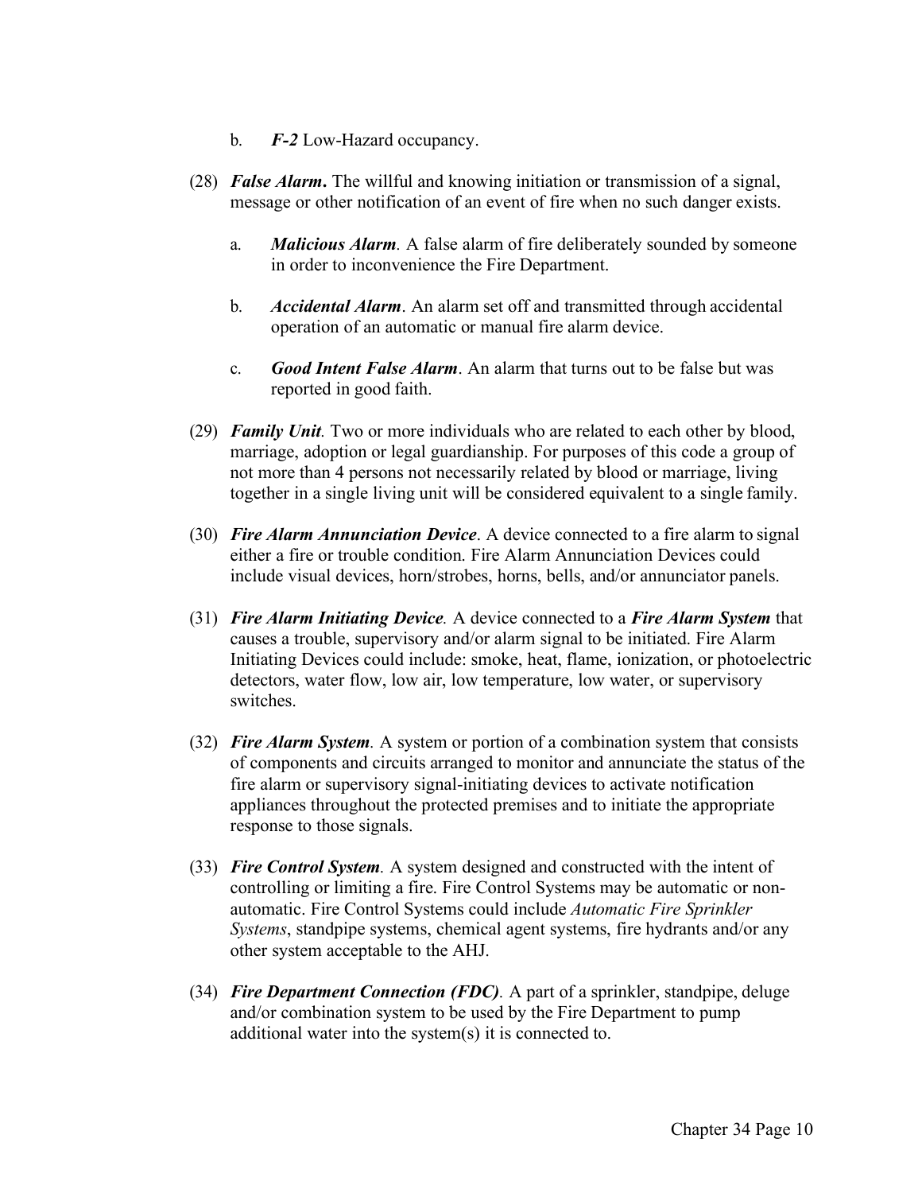b. ***F-2*** Low-Hazard occupancy.

(28) ***False Alarm*.** The willful and knowing initiation or transmission of a signal, message or other notification of an event of fire when no such danger exists.

a. ***Malicious Alarm**.* A false alarm of fire deliberately sounded by someone in order to inconvenience the Fire Department.

b. ***Accidental Alarm***. An alarm set off and transmitted through accidental operation of an automatic or manual fire alarm device.

c. ***Good Intent False Alarm***. An alarm that turns out to be false but was reported in good faith.

(29) ***Family Unit**.* Two or more individuals who are related to each other by blood, marriage, adoption or legal guardianship. For purposes of this code a group of not more than 4 persons not necessarily related by blood or marriage, living together in a single living unit will be considered equivalent to a single family.

(30) ***Fire Alarm Annunciation Device***. A device connected to a fire alarm to signal either a fire or trouble condition. Fire Alarm Annunciation Devices could include visual devices, horn/strobes, horns, bells, and/or annunciator panels.

(31) ***Fire Alarm Initiating Device**.* A device connected to a ***Fire Alarm System*** that causes a trouble, supervisory and/or alarm signal to be initiated. Fire Alarm Initiating Devices could include: smoke, heat, flame, ionization, or photoelectric detectors, water flow, low air, low temperature, low water, or supervisory switches.

(32) ***Fire Alarm System**.* A system or portion of a combination system that consists of components and circuits arranged to monitor and annunciate the status of the fire alarm or supervisory signal-initiating devices to activate notification appliances throughout the protected premises and to initiate the appropriate response to those signals.

(33) ***Fire Control System**.* A system designed and constructed with the intent of controlling or limiting a fire. Fire Control Systems may be automatic or non-automatic. Fire Control Systems could include *Automatic Fire Sprinkler Systems*, standpipe systems, chemical agent systems, fire hydrants and/or any other system acceptable to the AHJ.

(34) ***Fire Department Connection (FDC)**.* A part of a sprinkler, standpipe, deluge and/or combination system to be used by the Fire Department to pump additional water into the system(s) it is connected to.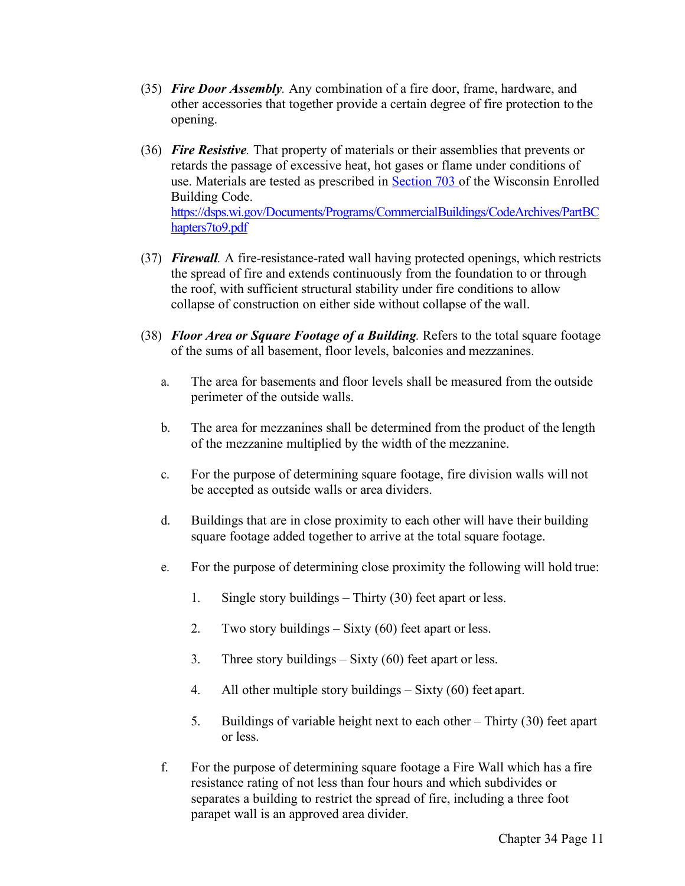(35) ***Fire Door Assembly****.* Any combination of a fire door, frame, hardware, and other accessories that together provide a certain degree of fire protection to the opening.

(36) ***Fire Resistive****.* That property of materials or their assemblies that prevents or retards the passage of excessive heat, hot gases or flame under conditions of use. Materials are tested as prescribed in [Section 703](https://dsps.wi.gov/Documents/Programs/CommercialBuildings/CodeArchives/PartBChapters7to9.pdf) of the Wisconsin Enrolled Building Code.
[https://dsps.wi.gov/Documents/Programs/CommercialBuildings/CodeArchives/PartBChapters7to9.pdf](https://dsps.wi.gov/Documents/Programs/CommercialBuildings/CodeArchives/PartBChapters7to9.pdf)

(37) ***Firewall****.* A fire-resistance-rated wall having protected openings, which restricts the spread of fire and extends continuously from the foundation to or through the roof, with sufficient structural stability under fire conditions to allow collapse of construction on either side without collapse of the wall.

(38) ***Floor Area or Square Footage of a Building****.* Refers to the total square footage of the sums of all basement, floor levels, balconies and mezzanines.

a. The area for basements and floor levels shall be measured from the outside perimeter of the outside walls.

b. The area for mezzanines shall be determined from the product of the length of the mezzanine multiplied by the width of the mezzanine.

c. For the purpose of determining square footage, fire division walls will not be accepted as outside walls or area dividers.

d. Buildings that are in close proximity to each other will have their building square footage added together to arrive at the total square footage.

e. For the purpose of determining close proximity the following will hold true:

1. Single story buildings – Thirty (30) feet apart or less.

2. Two story buildings – Sixty (60) feet apart or less.

3. Three story buildings – Sixty (60) feet apart or less.

4. All other multiple story buildings – Sixty (60) feet apart.

5. Buildings of variable height next to each other – Thirty (30) feet apart or less.

f. For the purpose of determining square footage a Fire Wall which has a fire resistance rating of not less than four hours and which subdivides or separates a building to restrict the spread of fire, including a three foot parapet wall is an approved area divider.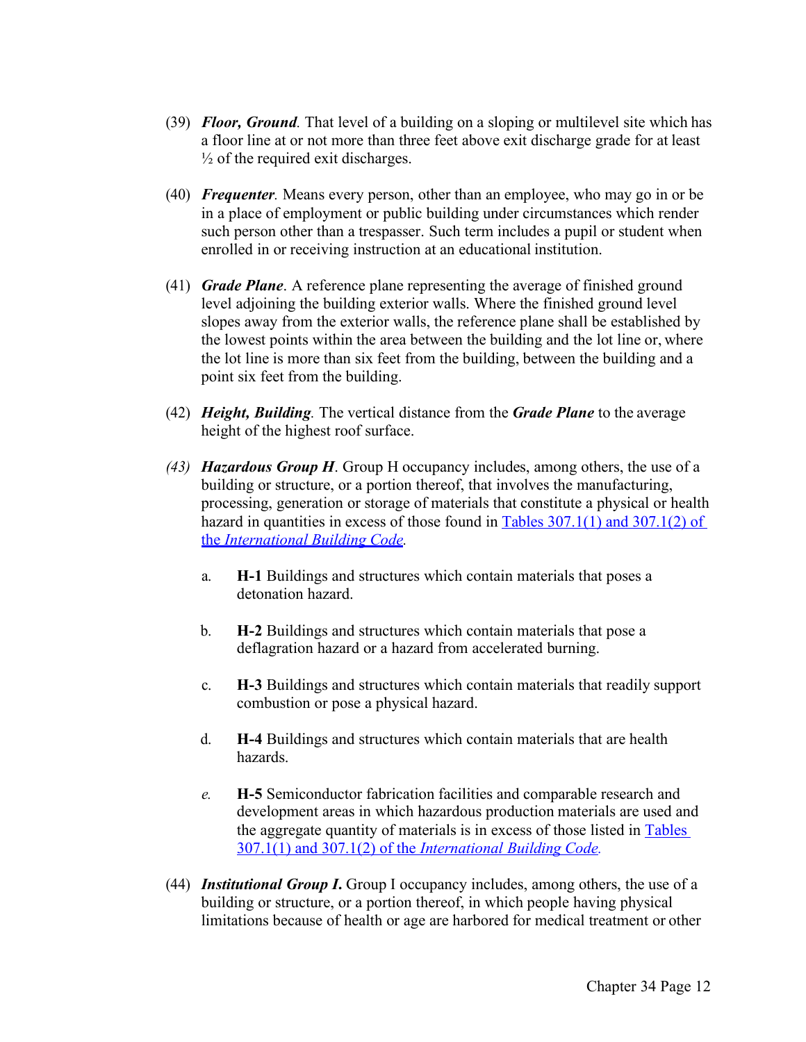(39) ***Floor, Ground***. That level of a building on a sloping or multilevel site which has a floor line at or not more than three feet above exit discharge grade for at least ½ of the required exit discharges.

(40) ***Frequenter***. Means every person, other than an employee, who may go in or be in a place of employment or public building under circumstances which render such person other than a trespasser. Such term includes a pupil or student when enrolled in or receiving instruction at an educational institution.

(41) ***Grade Plane***. A reference plane representing the average of finished ground level adjoining the building exterior walls. Where the finished ground level slopes away from the exterior walls, the reference plane shall be established by the lowest points within the area between the building and the lot line or, where the lot line is more than six feet from the building, between the building and a point six feet from the building.

(42) ***Height, Building***. The vertical distance from the ***Grade Plane*** to the average height of the highest roof surface.

*(43)* ***Hazardous Group H***. Group H occupancy includes, among others, the use of a building or structure, or a portion thereof, that involves the manufacturing, processing, generation or storage of materials that constitute a physical or health hazard in quantities in excess of those found in Tables 307.1(1) and 307.1(2) of the *International Building Code*.

a. **H-1** Buildings and structures which contain materials that poses a detonation hazard.

b. **H-2** Buildings and structures which contain materials that pose a deflagration hazard or a hazard from accelerated burning.

c. **H-3** Buildings and structures which contain materials that readily support combustion or pose a physical hazard.

d. **H-4** Buildings and structures which contain materials that are health hazards.

*e.* **H-5** Semiconductor fabrication facilities and comparable research and development areas in which hazardous production materials are used and the aggregate quantity of materials is in excess of those listed in Tables 307.1(1) and 307.1(2) of the *International Building Code*.

(44) ***Institutional Group I***. Group I occupancy includes, among others, the use of a building or structure, or a portion thereof, in which people having physical limitations because of health or age are harbored for medical treatment or other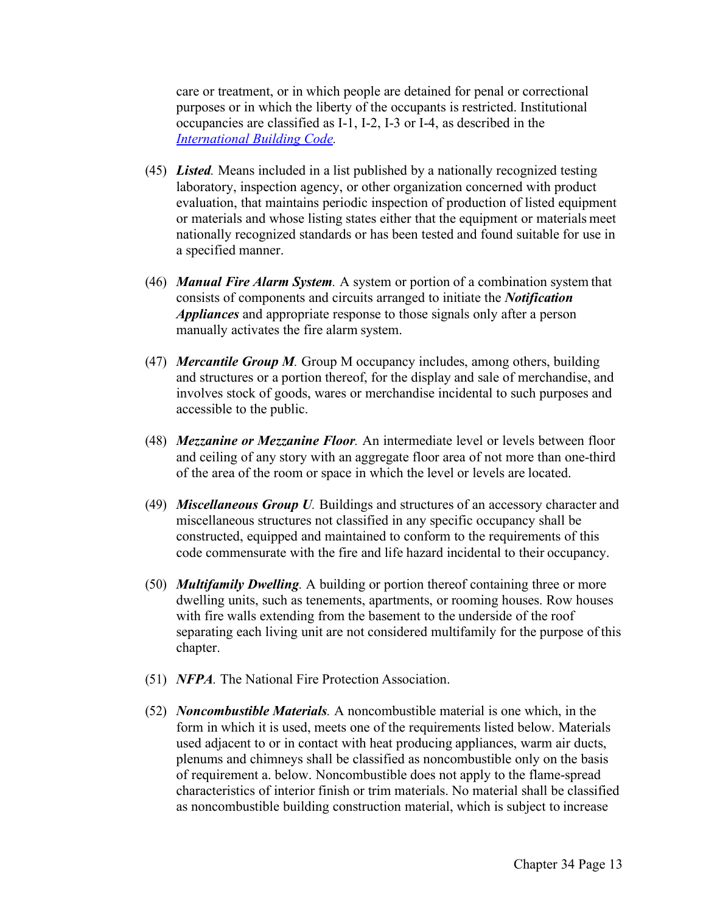care or treatment, or in which people are detained for penal or correctional purposes or in which the liberty of the occupants is restricted. Institutional occupancies are classified as I-1, I-2, I-3 or I-4, as described in the *International Building Code*.

(45) ***Listed***. Means included in a list published by a nationally recognized testing laboratory, inspection agency, or other organization concerned with product evaluation, that maintains periodic inspection of production of listed equipment or materials and whose listing states either that the equipment or materials meet nationally recognized standards or has been tested and found suitable for use in a specified manner.

(46) ***Manual Fire Alarm System***. A system or portion of a combination system that consists of components and circuits arranged to initiate the ***Notification Appliances*** and appropriate response to those signals only after a person manually activates the fire alarm system.

(47) ***Mercantile Group M***. Group M occupancy includes, among others, building and structures or a portion thereof, for the display and sale of merchandise, and involves stock of goods, wares or merchandise incidental to such purposes and accessible to the public.

(48) ***Mezzanine or Mezzanine Floor***. An intermediate level or levels between floor and ceiling of any story with an aggregate floor area of not more than one-third of the area of the room or space in which the level or levels are located.

(49) ***Miscellaneous Group U***. Buildings and structures of an accessory character and miscellaneous structures not classified in any specific occupancy shall be constructed, equipped and maintained to conform to the requirements of this code commensurate with the fire and life hazard incidental to their occupancy.

(50) ***Multifamily Dwelling***. A building or portion thereof containing three or more dwelling units, such as tenements, apartments, or rooming houses. Row houses with fire walls extending from the basement to the underside of the roof separating each living unit are not considered multifamily for the purpose of this chapter.

(51) ***NFPA***. The National Fire Protection Association.

(52) ***Noncombustible Materials***. A noncombustible material is one which, in the form in which it is used, meets one of the requirements listed below. Materials used adjacent to or in contact with heat producing appliances, warm air ducts, plenums and chimneys shall be classified as noncombustible only on the basis of requirement a. below. Noncombustible does not apply to the flame-spread characteristics of interior finish or trim materials. No material shall be classified as noncombustible building construction material, which is subject to increase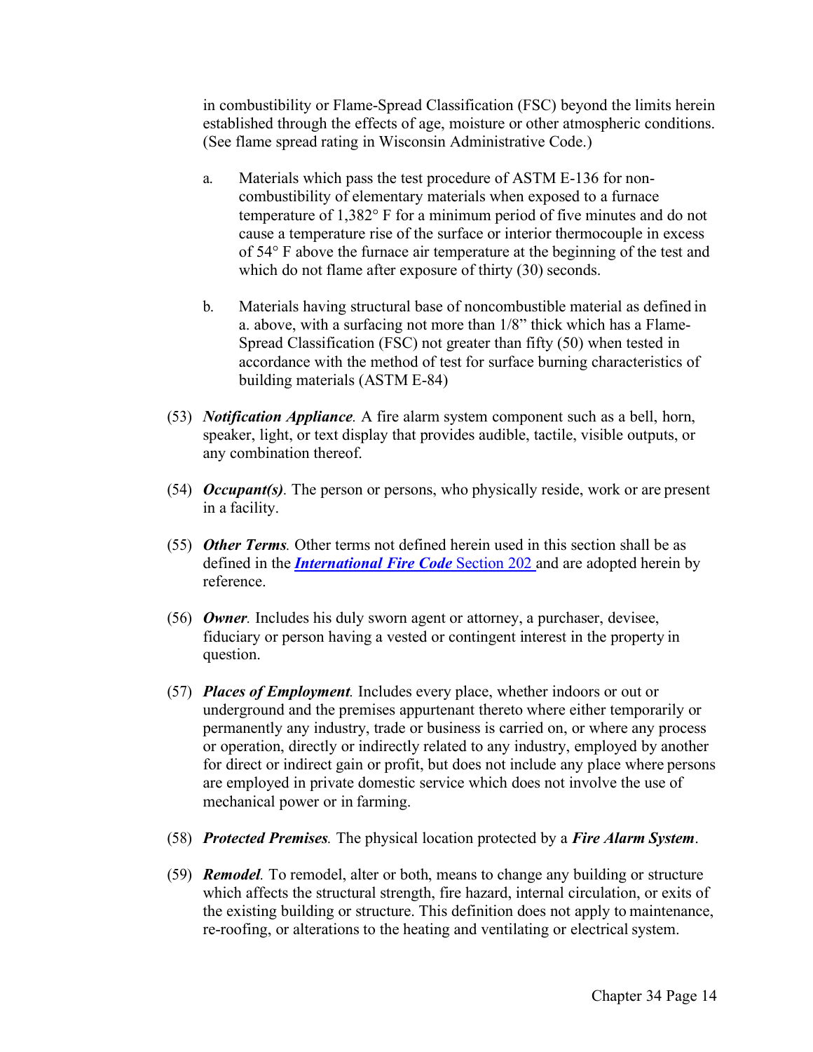in combustibility or Flame-Spread Classification (FSC) beyond the limits herein established through the effects of age, moisture or other atmospheric conditions. (See flame spread rating in Wisconsin Administrative Code.)

a. Materials which pass the test procedure of ASTM E-136 for non-combustibility of elementary materials when exposed to a furnace temperature of 1,382° F for a minimum period of five minutes and do not cause a temperature rise of the surface or interior thermocouple in excess of 54° F above the furnace air temperature at the beginning of the test and which do not flame after exposure of thirty (30) seconds.

b. Materials having structural base of noncombustible material as defined in a. above, with a surfacing not more than 1/8" thick which has a Flame-Spread Classification (FSC) not greater than fifty (50) when tested in accordance with the method of test for surface burning characteristics of building materials (ASTM E-84)

(53) ***Notification Appliance****.* A fire alarm system component such as a bell, horn, speaker, light, or text display that provides audible, tactile, visible outputs, or any combination thereof.

(54) ***Occupant(s)****.* The person or persons, who physically reside, work or are present in a facility.

(55) ***Other Terms****.* Other terms not defined herein used in this section shall be as defined in the ***International Fire Code*** Section 202 and are adopted herein by reference.

(56) ***Owner****.* Includes his duly sworn agent or attorney, a purchaser, devisee, fiduciary or person having a vested or contingent interest in the property in question.

(57) ***Places of Employment****.* Includes every place, whether indoors or out or underground and the premises appurtenant thereto where either temporarily or permanently any industry, trade or business is carried on, or where any process or operation, directly or indirectly related to any industry, employed by another for direct or indirect gain or profit, but does not include any place where persons are employed in private domestic service which does not involve the use of mechanical power or in farming.

(58) ***Protected Premises****.* The physical location protected by a ***Fire Alarm System***.

(59) ***Remodel****.* To remodel, alter or both, means to change any building or structure which affects the structural strength, fire hazard, internal circulation, or exits of the existing building or structure. This definition does not apply to maintenance, re-roofing, or alterations to the heating and ventilating or electrical system.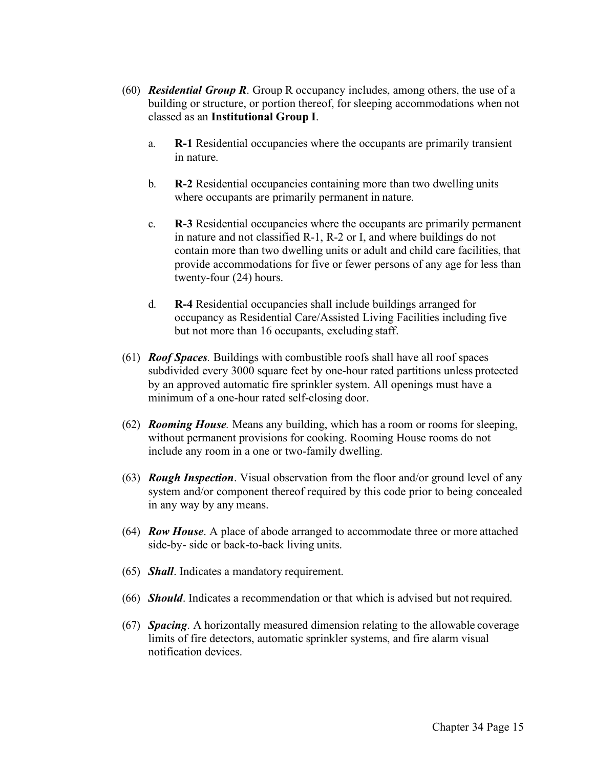(60) ***Residential Group R***. Group R occupancy includes, among others, the use of a building or structure, or portion thereof, for sleeping accommodations when not classed as an **Institutional Group I**.

   a. **R-1** Residential occupancies where the occupants are primarily transient in nature.

   b. **R-2** Residential occupancies containing more than two dwelling units where occupants are primarily permanent in nature.

   c. **R-3** Residential occupancies where the occupants are primarily permanent in nature and not classified R-1, R-2 or I, and where buildings do not contain more than two dwelling units or adult and child care facilities, that provide accommodations for five or fewer persons of any age for less than twenty-four (24) hours.

   d. **R-4** Residential occupancies shall include buildings arranged for occupancy as Residential Care/Assisted Living Facilities including five but not more than 16 occupants, excluding staff.

(61) ***Roof Spaces***. Buildings with combustible roofs shall have all roof spaces subdivided every 3000 square feet by one-hour rated partitions unless protected by an approved automatic fire sprinkler system. All openings must have a minimum of a one-hour rated self-closing door.

(62) ***Rooming House***. Means any building, which has a room or rooms for sleeping, without permanent provisions for cooking. Rooming House rooms do not include any room in a one or two-family dwelling.

(63) ***Rough Inspection***. Visual observation from the floor and/or ground level of any system and/or component thereof required by this code prior to being concealed in any way by any means.

(64) ***Row House***. A place of abode arranged to accommodate three or more attached side-by- side or back-to-back living units.

(65) ***Shall***. Indicates a mandatory requirement.

(66) ***Should***. Indicates a recommendation or that which is advised but not required.

(67) ***Spacing***. A horizontally measured dimension relating to the allowable coverage limits of fire detectors, automatic sprinkler systems, and fire alarm visual notification devices.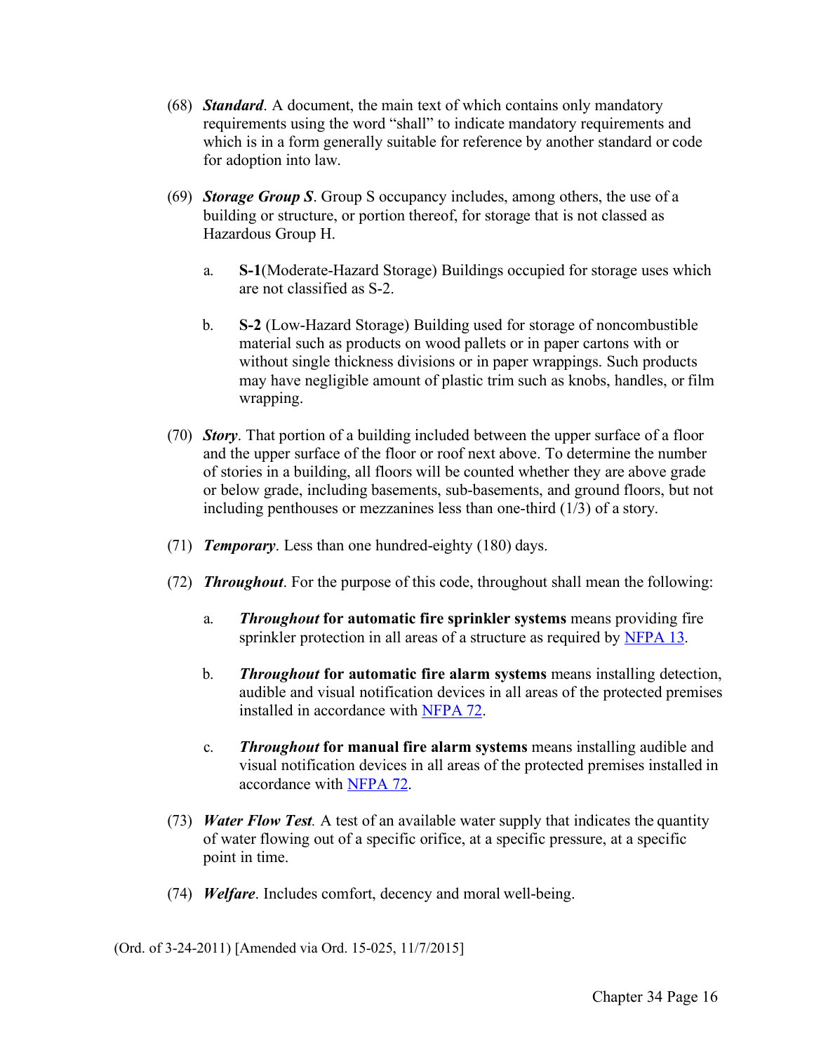(68) ***Standard***. A document, the main text of which contains only mandatory requirements using the word "shall" to indicate mandatory requirements and which is in a form generally suitable for reference by another standard or code for adoption into law.

(69) ***Storage Group S***. Group S occupancy includes, among others, the use of a building or structure, or portion thereof, for storage that is not classed as Hazardous Group H.

a. **S-1**(Moderate-Hazard Storage) Buildings occupied for storage uses which are not classified as S-2.

b. **S-2** (Low-Hazard Storage) Building used for storage of noncombustible material such as products on wood pallets or in paper cartons with or without single thickness divisions or in paper wrappings. Such products may have negligible amount of plastic trim such as knobs, handles, or film wrapping.

(70) ***Story***. That portion of a building included between the upper surface of a floor and the upper surface of the floor or roof next above. To determine the number of stories in a building, all floors will be counted whether they are above grade or below grade, including basements, sub-basements, and ground floors, but not including penthouses or mezzanines less than one-third (1/3) of a story.

(71) ***Temporary***. Less than one hundred-eighty (180) days.

(72) ***Throughout***. For the purpose of this code, throughout shall mean the following:

a. ***Throughout* for automatic fire sprinkler systems** means providing fire sprinkler protection in all areas of a structure as required by NFPA 13.

b. ***Throughout* for automatic fire alarm systems** means installing detection, audible and visual notification devices in all areas of the protected premises installed in accordance with NFPA 72.

c. ***Throughout* for manual fire alarm systems** means installing audible and visual notification devices in all areas of the protected premises installed in accordance with NFPA 72.

(73) ***Water Flow Test***. A test of an available water supply that indicates the quantity of water flowing out of a specific orifice, at a specific pressure, at a specific point in time.

(74) ***Welfare***. Includes comfort, decency and moral well-being.

(Ord. of 3-24-2011) [Amended via Ord. 15-025, 11/7/2015]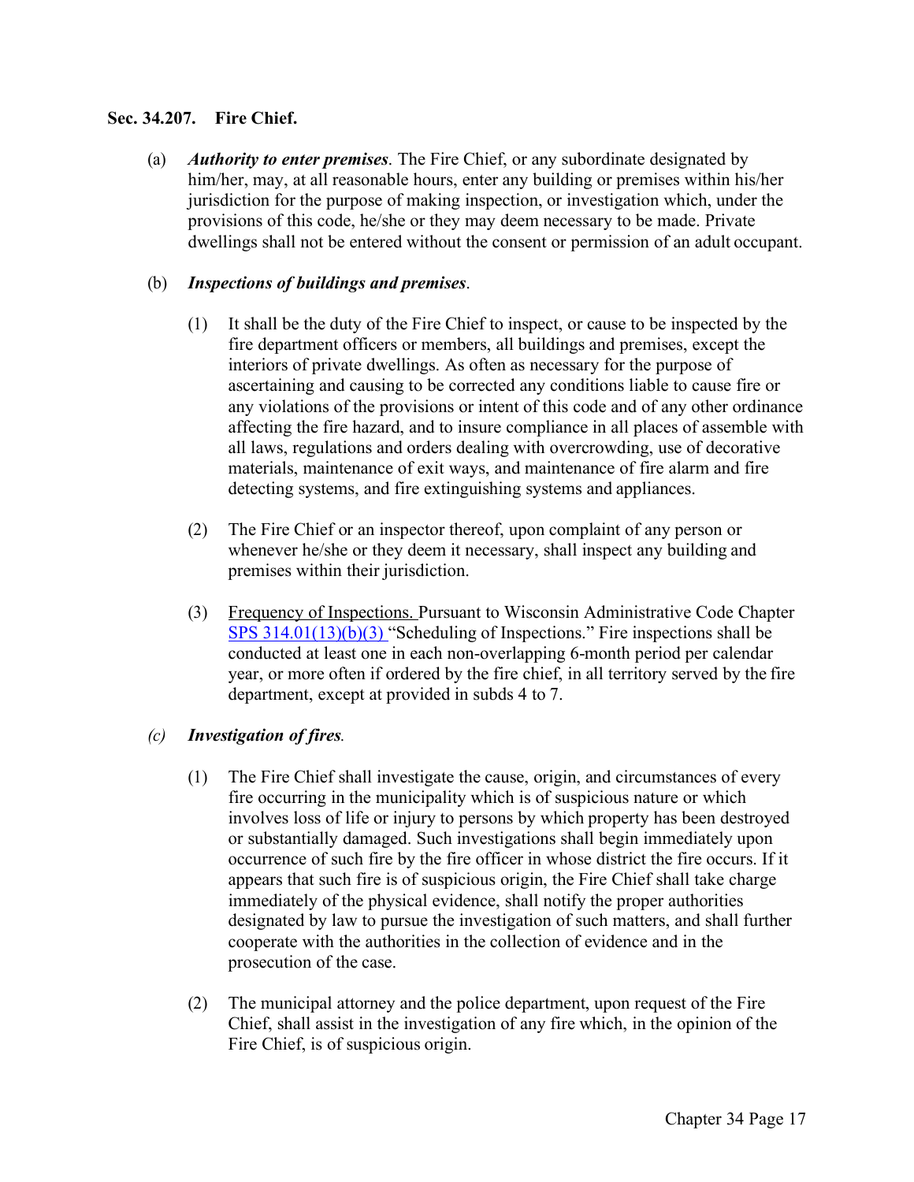**Sec. 34.207. Fire Chief.**

(a) ***Authority to enter premises***. The Fire Chief, or any subordinate designated by him/her, may, at all reasonable hours, enter any building or premises within his/her jurisdiction for the purpose of making inspection, or investigation which, under the provisions of this code, he/she or they may deem necessary to be made. Private dwellings shall not be entered without the consent or permission of an adult occupant.

(b) ***Inspections of buildings and premises***.

(1) It shall be the duty of the Fire Chief to inspect, or cause to be inspected by the fire department officers or members, all buildings and premises, except the interiors of private dwellings. As often as necessary for the purpose of ascertaining and causing to be corrected any conditions liable to cause fire or any violations of the provisions or intent of this code and of any other ordinance affecting the fire hazard, and to insure compliance in all places of assemble with all laws, regulations and orders dealing with overcrowding, use of decorative materials, maintenance of exit ways, and maintenance of fire alarm and fire detecting systems, and fire extinguishing systems and appliances.

(2) The Fire Chief or an inspector thereof, upon complaint of any person or whenever he/she or they deem it necessary, shall inspect any building and premises within their jurisdiction.

(3) Frequency of Inspections. Pursuant to Wisconsin Administrative Code Chapter SPS 314.01(13)(b)(3) "Scheduling of Inspections." Fire inspections shall be conducted at least one in each non-overlapping 6-month period per calendar year, or more often if ordered by the fire chief, in all territory served by the fire department, except at provided in subds 4 to 7.

*(c)* ***Investigation of fires****.*

(1) The Fire Chief shall investigate the cause, origin, and circumstances of every fire occurring in the municipality which is of suspicious nature or which involves loss of life or injury to persons by which property has been destroyed or substantially damaged. Such investigations shall begin immediately upon occurrence of such fire by the fire officer in whose district the fire occurs. If it appears that such fire is of suspicious origin, the Fire Chief shall take charge immediately of the physical evidence, shall notify the proper authorities designated by law to pursue the investigation of such matters, and shall further cooperate with the authorities in the collection of evidence and in the prosecution of the case.

(2) The municipal attorney and the police department, upon request of the Fire Chief, shall assist in the investigation of any fire which, in the opinion of the Fire Chief, is of suspicious origin.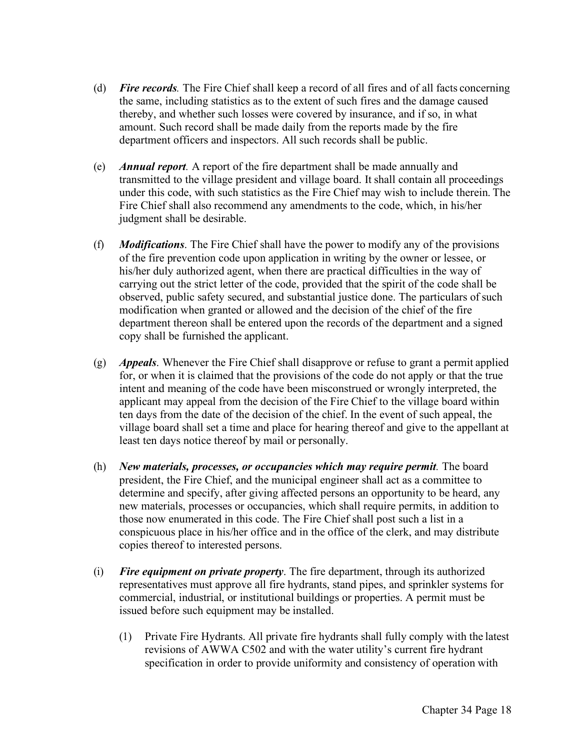(d) ***Fire records.*** The Fire Chief shall keep a record of all fires and of all facts concerning the same, including statistics as to the extent of such fires and the damage caused thereby, and whether such losses were covered by insurance, and if so, in what amount. Such record shall be made daily from the reports made by the fire department officers and inspectors. All such records shall be public.

(e) ***Annual report.*** A report of the fire department shall be made annually and transmitted to the village president and village board. It shall contain all proceedings under this code, with such statistics as the Fire Chief may wish to include therein. The Fire Chief shall also recommend any amendments to the code, which, in his/her judgment shall be desirable.

(f) ***Modifications***. The Fire Chief shall have the power to modify any of the provisions of the fire prevention code upon application in writing by the owner or lessee, or his/her duly authorized agent, when there are practical difficulties in the way of carrying out the strict letter of the code, provided that the spirit of the code shall be observed, public safety secured, and substantial justice done. The particulars of such modification when granted or allowed and the decision of the chief of the fire department thereon shall be entered upon the records of the department and a signed copy shall be furnished the applicant.

(g) ***Appeals***. Whenever the Fire Chief shall disapprove or refuse to grant a permit applied for, or when it is claimed that the provisions of the code do not apply or that the true intent and meaning of the code have been misconstrued or wrongly interpreted, the applicant may appeal from the decision of the Fire Chief to the village board within ten days from the date of the decision of the chief. In the event of such appeal, the village board shall set a time and place for hearing thereof and give to the appellant at least ten days notice thereof by mail or personally.

(h) ***New materials, processes, or occupancies which may require permit.*** The board president, the Fire Chief, and the municipal engineer shall act as a committee to determine and specify, after giving affected persons an opportunity to be heard, any new materials, processes or occupancies, which shall require permits, in addition to those now enumerated in this code. The Fire Chief shall post such a list in a conspicuous place in his/her office and in the office of the clerk, and may distribute copies thereof to interested persons.

(i) ***Fire equipment on private property***. The fire department, through its authorized representatives must approve all fire hydrants, stand pipes, and sprinkler systems for commercial, industrial, or institutional buildings or properties. A permit must be issued before such equipment may be installed.

   (1) Private Fire Hydrants. All private fire hydrants shall fully comply with the latest revisions of AWWA C502 and with the water utility's current fire hydrant specification in order to provide uniformity and consistency of operation with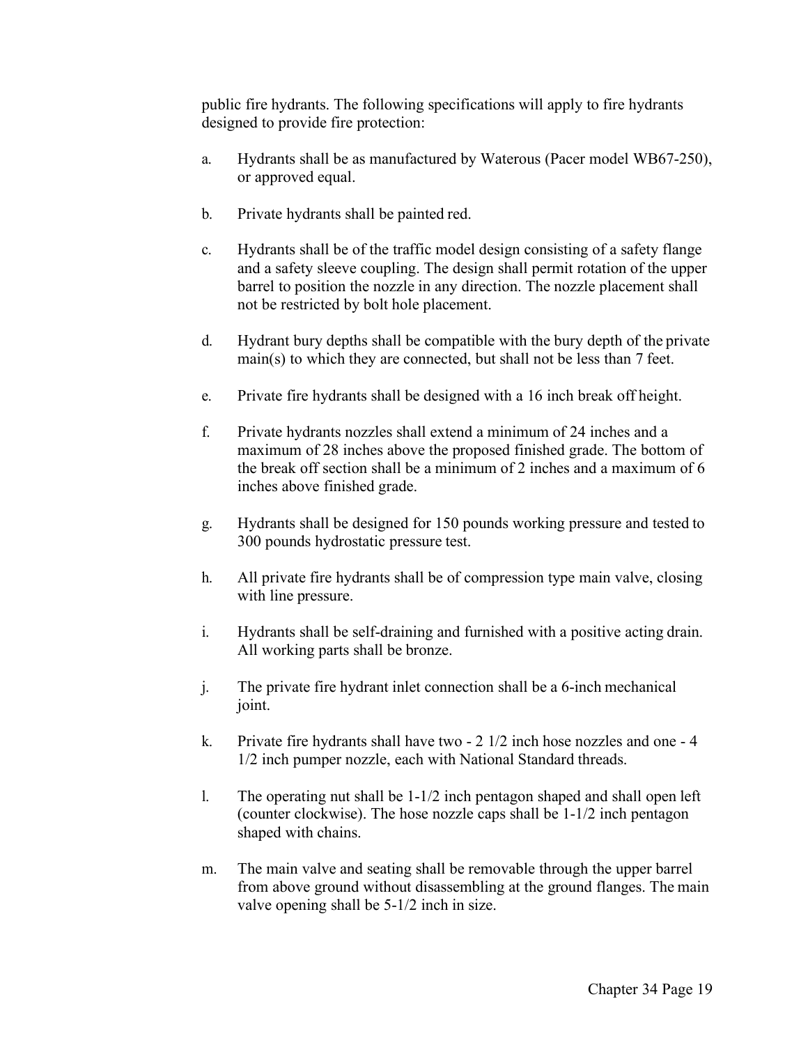public fire hydrants. The following specifications will apply to fire hydrants designed to provide fire protection:

a. Hydrants shall be as manufactured by Waterous (Pacer model WB67-250), or approved equal.

b. Private hydrants shall be painted red.

c. Hydrants shall be of the traffic model design consisting of a safety flange and a safety sleeve coupling. The design shall permit rotation of the upper barrel to position the nozzle in any direction. The nozzle placement shall not be restricted by bolt hole placement.

d. Hydrant bury depths shall be compatible with the bury depth of the private main(s) to which they are connected, but shall not be less than 7 feet.

e. Private fire hydrants shall be designed with a 16 inch break off height.

f. Private hydrants nozzles shall extend a minimum of 24 inches and a maximum of 28 inches above the proposed finished grade. The bottom of the break off section shall be a minimum of 2 inches and a maximum of 6 inches above finished grade.

g. Hydrants shall be designed for 150 pounds working pressure and tested to 300 pounds hydrostatic pressure test.

h. All private fire hydrants shall be of compression type main valve, closing with line pressure.

i. Hydrants shall be self-draining and furnished with a positive acting drain. All working parts shall be bronze.

j. The private fire hydrant inlet connection shall be a 6-inch mechanical joint.

k. Private fire hydrants shall have two - 2 1/2 inch hose nozzles and one - 4 1/2 inch pumper nozzle, each with National Standard threads.

l. The operating nut shall be 1-1/2 inch pentagon shaped and shall open left (counter clockwise). The hose nozzle caps shall be 1-1/2 inch pentagon shaped with chains.

m. The main valve and seating shall be removable through the upper barrel from above ground without disassembling at the ground flanges. The main valve opening shall be 5-1/2 inch in size.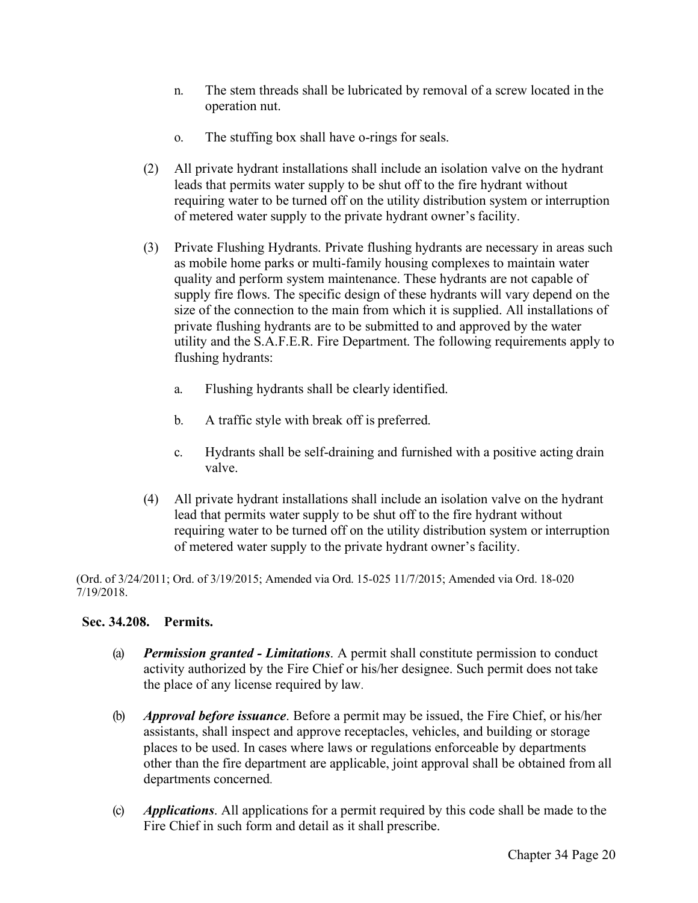n. The stem threads shall be lubricated by removal of a screw located in the operation nut.

o. The stuffing box shall have o-rings for seals.

(2) All private hydrant installations shall include an isolation valve on the hydrant leads that permits water supply to be shut off to the fire hydrant without requiring water to be turned off on the utility distribution system or interruption of metered water supply to the private hydrant owner's facility.

(3) Private Flushing Hydrants. Private flushing hydrants are necessary in areas such as mobile home parks or multi-family housing complexes to maintain water quality and perform system maintenance. These hydrants are not capable of supply fire flows. The specific design of these hydrants will vary depend on the size of the connection to the main from which it is supplied. All installations of private flushing hydrants are to be submitted to and approved by the water utility and the S.A.F.E.R. Fire Department. The following requirements apply to flushing hydrants:

a. Flushing hydrants shall be clearly identified.

b. A traffic style with break off is preferred.

c. Hydrants shall be self-draining and furnished with a positive acting drain valve.

(4) All private hydrant installations shall include an isolation valve on the hydrant lead that permits water supply to be shut off to the fire hydrant without requiring water to be turned off on the utility distribution system or interruption of metered water supply to the private hydrant owner's facility.

(Ord. of 3/24/2011; Ord. of 3/19/2015; Amended via Ord. 15-025 11/7/2015; Amended via Ord. 18-020 7/19/2018.

### Sec. 34.208. Permits.

(a) ***Permission granted - Limitations***. A permit shall constitute permission to conduct activity authorized by the Fire Chief or his/her designee. Such permit does not take the place of any license required by law.

(b) ***Approval before issuance***. Before a permit may be issued, the Fire Chief, or his/her assistants, shall inspect and approve receptacles, vehicles, and building or storage places to be used. In cases where laws or regulations enforceable by departments other than the fire department are applicable, joint approval shall be obtained from all departments concerned.

(c) ***Applications***. All applications for a permit required by this code shall be made to the Fire Chief in such form and detail as it shall prescribe.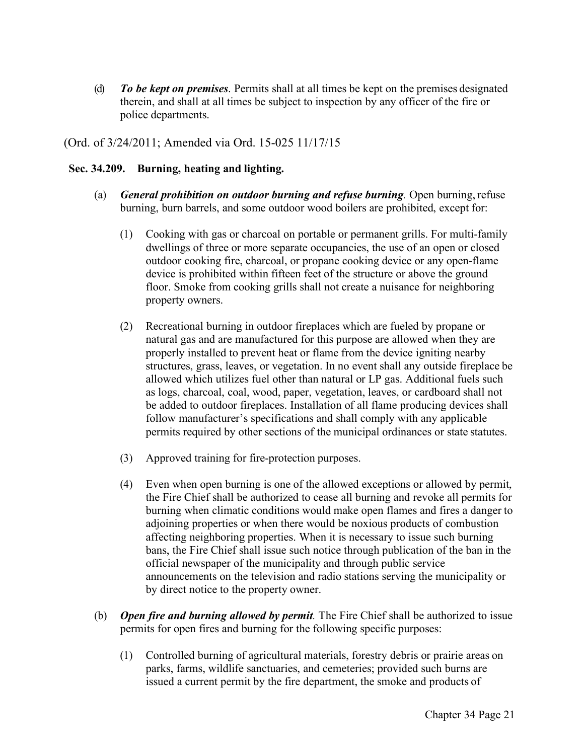(d) ***To be kept on premises***. Permits shall at all times be kept on the premises designated therein, and shall at all times be subject to inspection by any officer of the fire or police departments.

(Ord. of 3/24/2011; Amended via Ord. 15-025 11/17/15

### Sec. 34.209. Burning, heating and lighting.

(a) ***General prohibition on outdoor burning and refuse burning.*** Open burning, refuse burning, burn barrels, and some outdoor wood boilers are prohibited, except for:

(1) Cooking with gas or charcoal on portable or permanent grills. For multi-family dwellings of three or more separate occupancies, the use of an open or closed outdoor cooking fire, charcoal, or propane cooking device or any open-flame device is prohibited within fifteen feet of the structure or above the ground floor. Smoke from cooking grills shall not create a nuisance for neighboring property owners.

(2) Recreational burning in outdoor fireplaces which are fueled by propane or natural gas and are manufactured for this purpose are allowed when they are properly installed to prevent heat or flame from the device igniting nearby structures, grass, leaves, or vegetation. In no event shall any outside fireplace be allowed which utilizes fuel other than natural or LP gas. Additional fuels such as logs, charcoal, coal, wood, paper, vegetation, leaves, or cardboard shall not be added to outdoor fireplaces. Installation of all flame producing devices shall follow manufacturer's specifications and shall comply with any applicable permits required by other sections of the municipal ordinances or state statutes.

(3) Approved training for fire-protection purposes.

(4) Even when open burning is one of the allowed exceptions or allowed by permit, the Fire Chief shall be authorized to cease all burning and revoke all permits for burning when climatic conditions would make open flames and fires a danger to adjoining properties or when there would be noxious products of combustion affecting neighboring properties. When it is necessary to issue such burning bans, the Fire Chief shall issue such notice through publication of the ban in the official newspaper of the municipality and through public service announcements on the television and radio stations serving the municipality or by direct notice to the property owner.

(b) ***Open fire and burning allowed by permit.*** The Fire Chief shall be authorized to issue permits for open fires and burning for the following specific purposes:

(1) Controlled burning of agricultural materials, forestry debris or prairie areas on parks, farms, wildlife sanctuaries, and cemeteries; provided such burns are issued a current permit by the fire department, the smoke and products of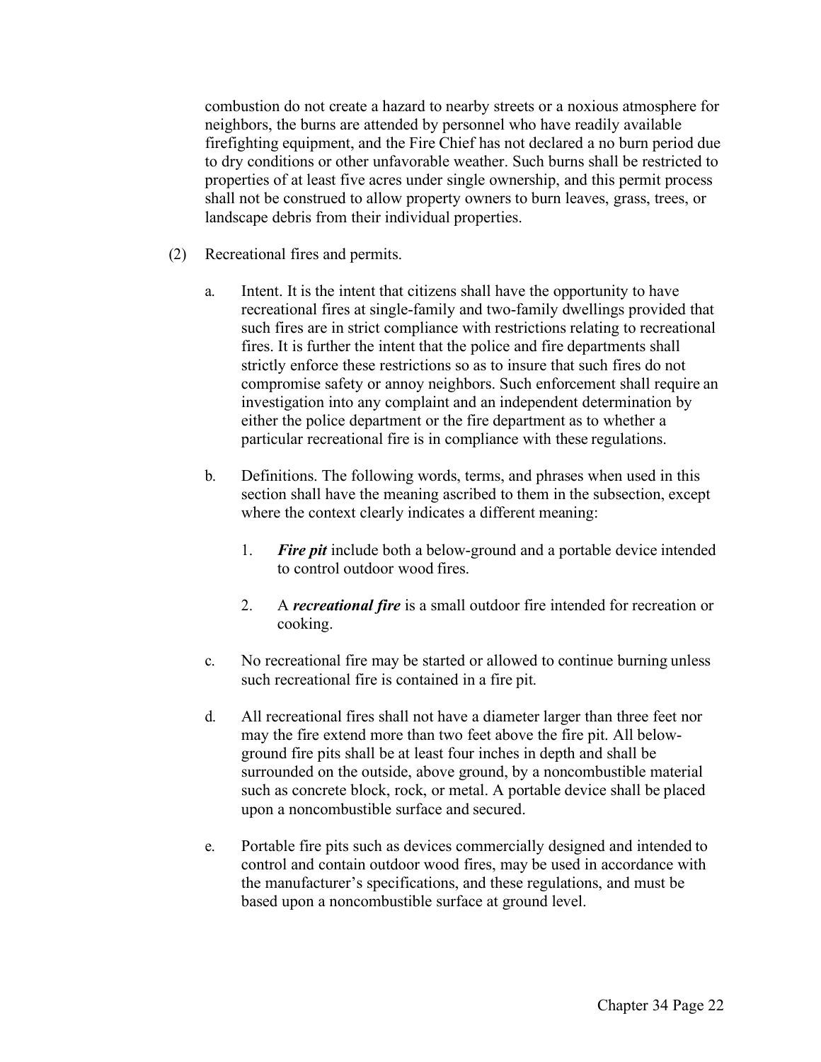combustion do not create a hazard to nearby streets or a noxious atmosphere for neighbors, the burns are attended by personnel who have readily available firefighting equipment, and the Fire Chief has not declared a no burn period due to dry conditions or other unfavorable weather. Such burns shall be restricted to properties of at least five acres under single ownership, and this permit process shall not be construed to allow property owners to burn leaves, grass, trees, or landscape debris from their individual properties.

(2) Recreational fires and permits.

a. Intent. It is the intent that citizens shall have the opportunity to have recreational fires at single-family and two-family dwellings provided that such fires are in strict compliance with restrictions relating to recreational fires. It is further the intent that the police and fire departments shall strictly enforce these restrictions so as to insure that such fires do not compromise safety or annoy neighbors. Such enforcement shall require an investigation into any complaint and an independent determination by either the police department or the fire department as to whether a particular recreational fire is in compliance with these regulations.

b. Definitions. The following words, terms, and phrases when used in this section shall have the meaning ascribed to them in the subsection, except where the context clearly indicates a different meaning:

1. ***Fire pit*** include both a below-ground and a portable device intended to control outdoor wood fires.

2. A ***recreational fire*** is a small outdoor fire intended for recreation or cooking.

c. No recreational fire may be started or allowed to continue burning unless such recreational fire is contained in a fire pit.

d. All recreational fires shall not have a diameter larger than three feet nor may the fire extend more than two feet above the fire pit. All below-ground fire pits shall be at least four inches in depth and shall be surrounded on the outside, above ground, by a noncombustible material such as concrete block, rock, or metal. A portable device shall be placed upon a noncombustible surface and secured.

e. Portable fire pits such as devices commercially designed and intended to control and contain outdoor wood fires, may be used in accordance with the manufacturer's specifications, and these regulations, and must be based upon a noncombustible surface at ground level.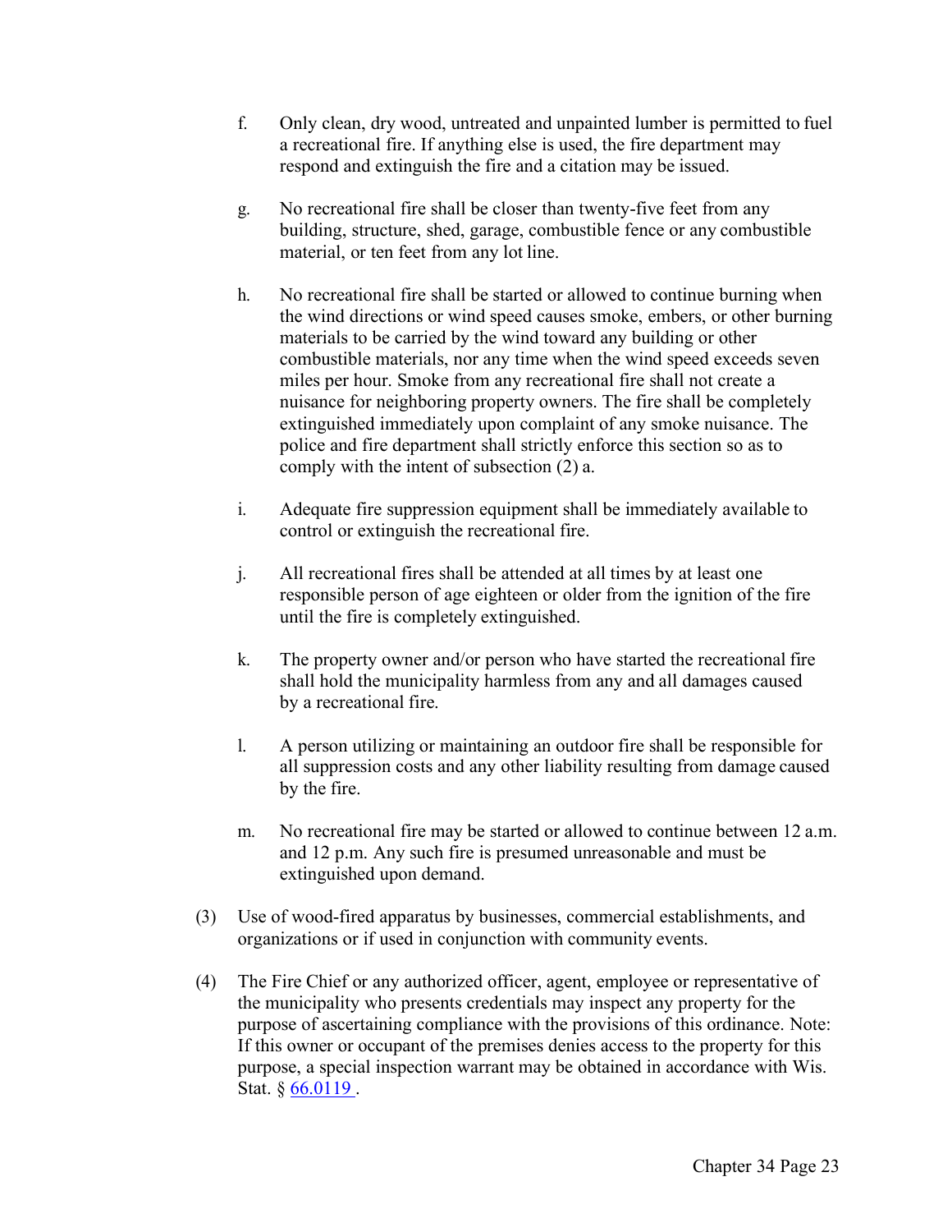f. Only clean, dry wood, untreated and unpainted lumber is permitted to fuel a recreational fire. If anything else is used, the fire department may respond and extinguish the fire and a citation may be issued.

g. No recreational fire shall be closer than twenty-five feet from any building, structure, shed, garage, combustible fence or any combustible material, or ten feet from any lot line.

h. No recreational fire shall be started or allowed to continue burning when the wind directions or wind speed causes smoke, embers, or other burning materials to be carried by the wind toward any building or other combustible materials, nor any time when the wind speed exceeds seven miles per hour. Smoke from any recreational fire shall not create a nuisance for neighboring property owners. The fire shall be completely extinguished immediately upon complaint of any smoke nuisance. The police and fire department shall strictly enforce this section so as to comply with the intent of subsection (2) a.

i. Adequate fire suppression equipment shall be immediately available to control or extinguish the recreational fire.

j. All recreational fires shall be attended at all times by at least one responsible person of age eighteen or older from the ignition of the fire until the fire is completely extinguished.

k. The property owner and/or person who have started the recreational fire shall hold the municipality harmless from any and all damages caused by a recreational fire.

l. A person utilizing or maintaining an outdoor fire shall be responsible for all suppression costs and any other liability resulting from damage caused by the fire.

m. No recreational fire may be started or allowed to continue between 12 a.m. and 12 p.m. Any such fire is presumed unreasonable and must be extinguished upon demand.

(3) Use of wood-fired apparatus by businesses, commercial establishments, and organizations or if used in conjunction with community events.

(4) The Fire Chief or any authorized officer, agent, employee or representative of the municipality who presents credentials may inspect any property for the purpose of ascertaining compliance with the provisions of this ordinance. Note: If this owner or occupant of the premises denies access to the property for this purpose, a special inspection warrant may be obtained in accordance with Wis. Stat. § 66.0119 .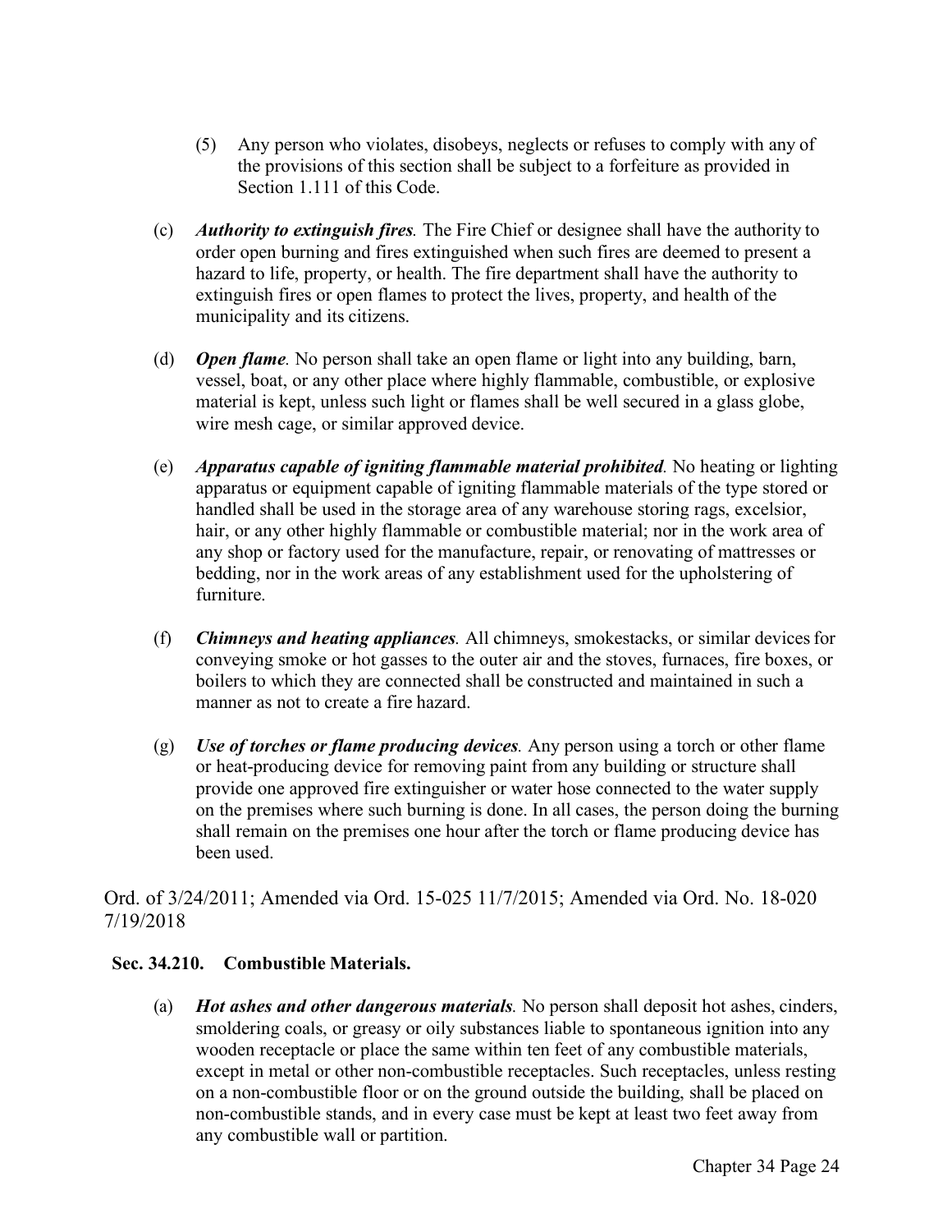(5) Any person who violates, disobeys, neglects or refuses to comply with any of the provisions of this section shall be subject to a forfeiture as provided in Section 1.111 of this Code.

(c) ***Authority to extinguish fires.*** The Fire Chief or designee shall have the authority to order open burning and fires extinguished when such fires are deemed to present a hazard to life, property, or health. The fire department shall have the authority to extinguish fires or open flames to protect the lives, property, and health of the municipality and its citizens.

(d) ***Open flame.*** No person shall take an open flame or light into any building, barn, vessel, boat, or any other place where highly flammable, combustible, or explosive material is kept, unless such light or flames shall be well secured in a glass globe, wire mesh cage, or similar approved device.

(e) ***Apparatus capable of igniting flammable material prohibited.*** No heating or lighting apparatus or equipment capable of igniting flammable materials of the type stored or handled shall be used in the storage area of any warehouse storing rags, excelsior, hair, or any other highly flammable or combustible material; nor in the work area of any shop or factory used for the manufacture, repair, or renovating of mattresses or bedding, nor in the work areas of any establishment used for the upholstering of furniture.

(f) ***Chimneys and heating appliances.*** All chimneys, smokestacks, or similar devices for conveying smoke or hot gasses to the outer air and the stoves, furnaces, fire boxes, or boilers to which they are connected shall be constructed and maintained in such a manner as not to create a fire hazard.

(g) ***Use of torches or flame producing devices.*** Any person using a torch or other flame or heat-producing device for removing paint from any building or structure shall provide one approved fire extinguisher or water hose connected to the water supply on the premises where such burning is done. In all cases, the person doing the burning shall remain on the premises one hour after the torch or flame producing device has been used.

Ord. of 3/24/2011; Amended via Ord. 15-025 11/7/2015; Amended via Ord. No. 18-020 7/19/2018

### Sec. 34.210. Combustible Materials.

(a) ***Hot ashes and other dangerous materials.*** No person shall deposit hot ashes, cinders, smoldering coals, or greasy or oily substances liable to spontaneous ignition into any wooden receptacle or place the same within ten feet of any combustible materials, except in metal or other non-combustible receptacles. Such receptacles, unless resting on a non-combustible floor or on the ground outside the building, shall be placed on non-combustible stands, and in every case must be kept at least two feet away from any combustible wall or partition.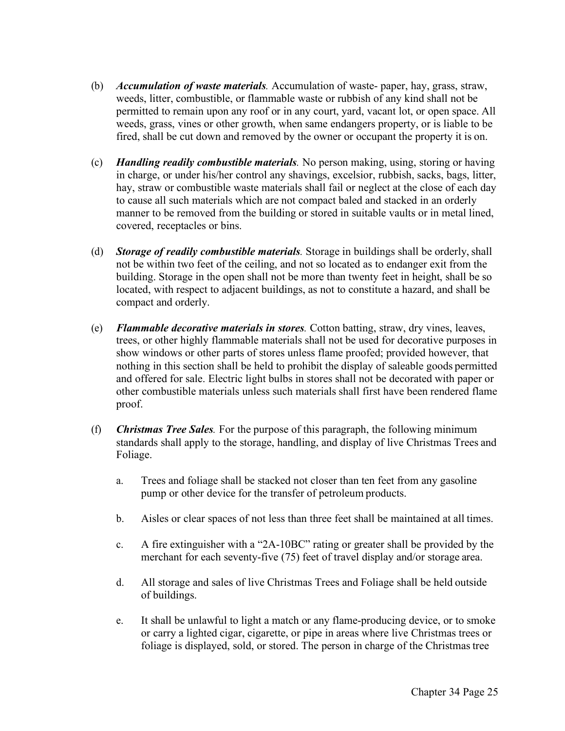(b) ***Accumulation of waste materials.*** Accumulation of waste- paper, hay, grass, straw, weeds, litter, combustible, or flammable waste or rubbish of any kind shall not be permitted to remain upon any roof or in any court, yard, vacant lot, or open space. All weeds, grass, vines or other growth, when same endangers property, or is liable to be fired, shall be cut down and removed by the owner or occupant the property it is on.

(c) ***Handling readily combustible materials.*** No person making, using, storing or having in charge, or under his/her control any shavings, excelsior, rubbish, sacks, bags, litter, hay, straw or combustible waste materials shall fail or neglect at the close of each day to cause all such materials which are not compact baled and stacked in an orderly manner to be removed from the building or stored in suitable vaults or in metal lined, covered, receptacles or bins.

(d) ***Storage of readily combustible materials.*** Storage in buildings shall be orderly, shall not be within two feet of the ceiling, and not so located as to endanger exit from the building. Storage in the open shall not be more than twenty feet in height, shall be so located, with respect to adjacent buildings, as not to constitute a hazard, and shall be compact and orderly.

(e) ***Flammable decorative materials in stores.*** Cotton batting, straw, dry vines, leaves, trees, or other highly flammable materials shall not be used for decorative purposes in show windows or other parts of stores unless flame proofed; provided however, that nothing in this section shall be held to prohibit the display of saleable goods permitted and offered for sale. Electric light bulbs in stores shall not be decorated with paper or other combustible materials unless such materials shall first have been rendered flame proof.

(f) ***Christmas Tree Sales.*** For the purpose of this paragraph, the following minimum standards shall apply to the storage, handling, and display of live Christmas Trees and Foliage.

a. Trees and foliage shall be stacked not closer than ten feet from any gasoline pump or other device for the transfer of petroleum products.

b. Aisles or clear spaces of not less than three feet shall be maintained at all times.

c. A fire extinguisher with a "2A-10BC" rating or greater shall be provided by the merchant for each seventy-five (75) feet of travel display and/or storage area.

d. All storage and sales of live Christmas Trees and Foliage shall be held outside of buildings.

e. It shall be unlawful to light a match or any flame-producing device, or to smoke or carry a lighted cigar, cigarette, or pipe in areas where live Christmas trees or foliage is displayed, sold, or stored. The person in charge of the Christmas tree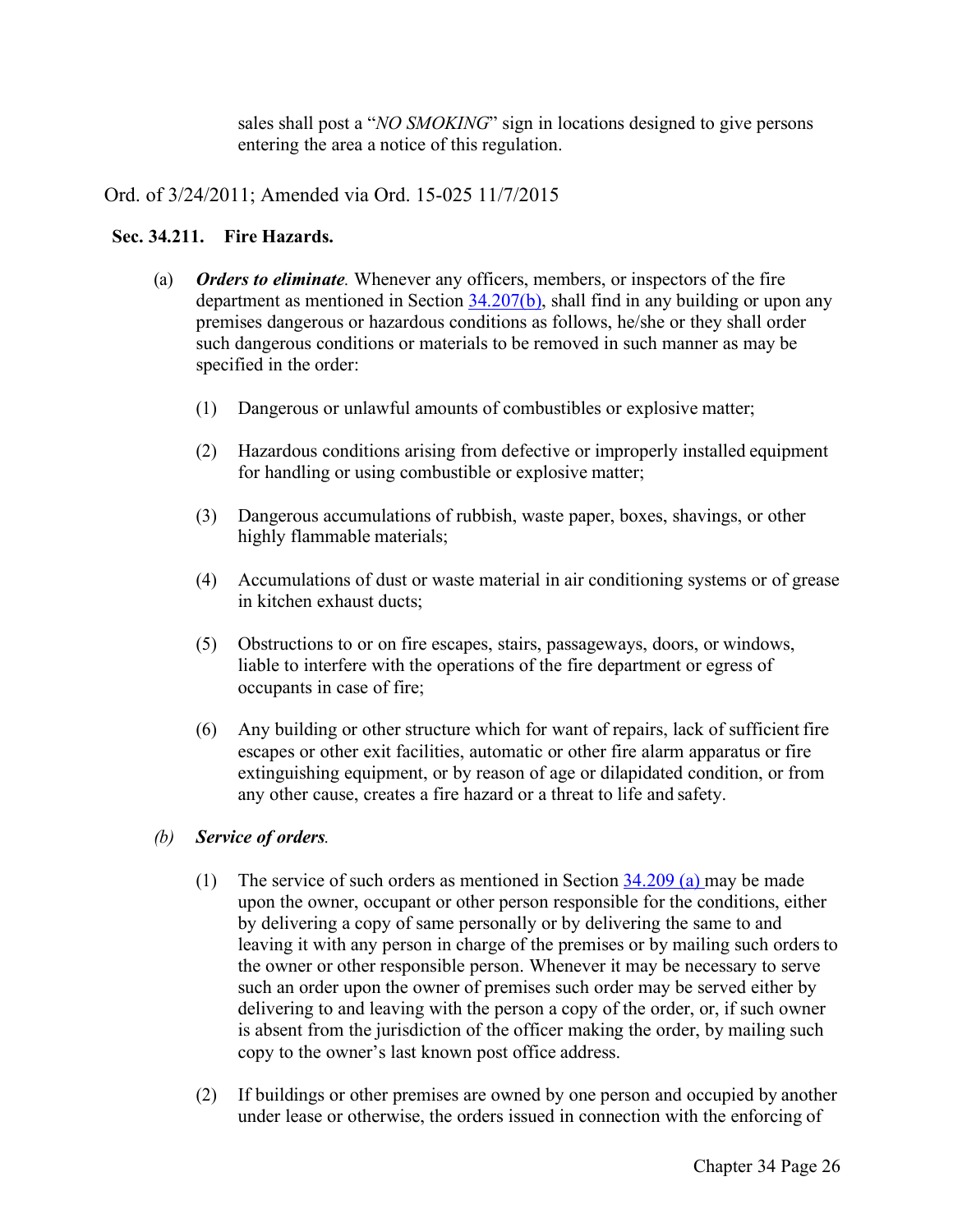sales shall post a "*NO SMOKING*" sign in locations designed to give persons entering the area a notice of this regulation.

Ord. of 3/24/2011; Amended via Ord. 15-025 11/7/2015

### Sec. 34.211. Fire Hazards.

(a) ***Orders to eliminate.*** Whenever any officers, members, or inspectors of the fire department as mentioned in Section 34.207(b), shall find in any building or upon any premises dangerous or hazardous conditions as follows, he/she or they shall order such dangerous conditions or materials to be removed in such manner as may be specified in the order:

(1) Dangerous or unlawful amounts of combustibles or explosive matter;

(2) Hazardous conditions arising from defective or improperly installed equipment for handling or using combustible or explosive matter;

(3) Dangerous accumulations of rubbish, waste paper, boxes, shavings, or other highly flammable materials;

(4) Accumulations of dust or waste material in air conditioning systems or of grease in kitchen exhaust ducts;

(5) Obstructions to or on fire escapes, stairs, passageways, doors, or windows, liable to interfere with the operations of the fire department or egress of occupants in case of fire;

(6) Any building or other structure which for want of repairs, lack of sufficient fire escapes or other exit facilities, automatic or other fire alarm apparatus or fire extinguishing equipment, or by reason of age or dilapidated condition, or from any other cause, creates a fire hazard or a threat to life and safety.

*(b)* ***Service of orders.***

(1) The service of such orders as mentioned in Section 34.209 (a) may be made upon the owner, occupant or other person responsible for the conditions, either by delivering a copy of same personally or by delivering the same to and leaving it with any person in charge of the premises or by mailing such orders to the owner or other responsible person. Whenever it may be necessary to serve such an order upon the owner of premises such order may be served either by delivering to and leaving with the person a copy of the order, or, if such owner is absent from the jurisdiction of the officer making the order, by mailing such copy to the owner's last known post office address.

(2) If buildings or other premises are owned by one person and occupied by another under lease or otherwise, the orders issued in connection with the enforcing of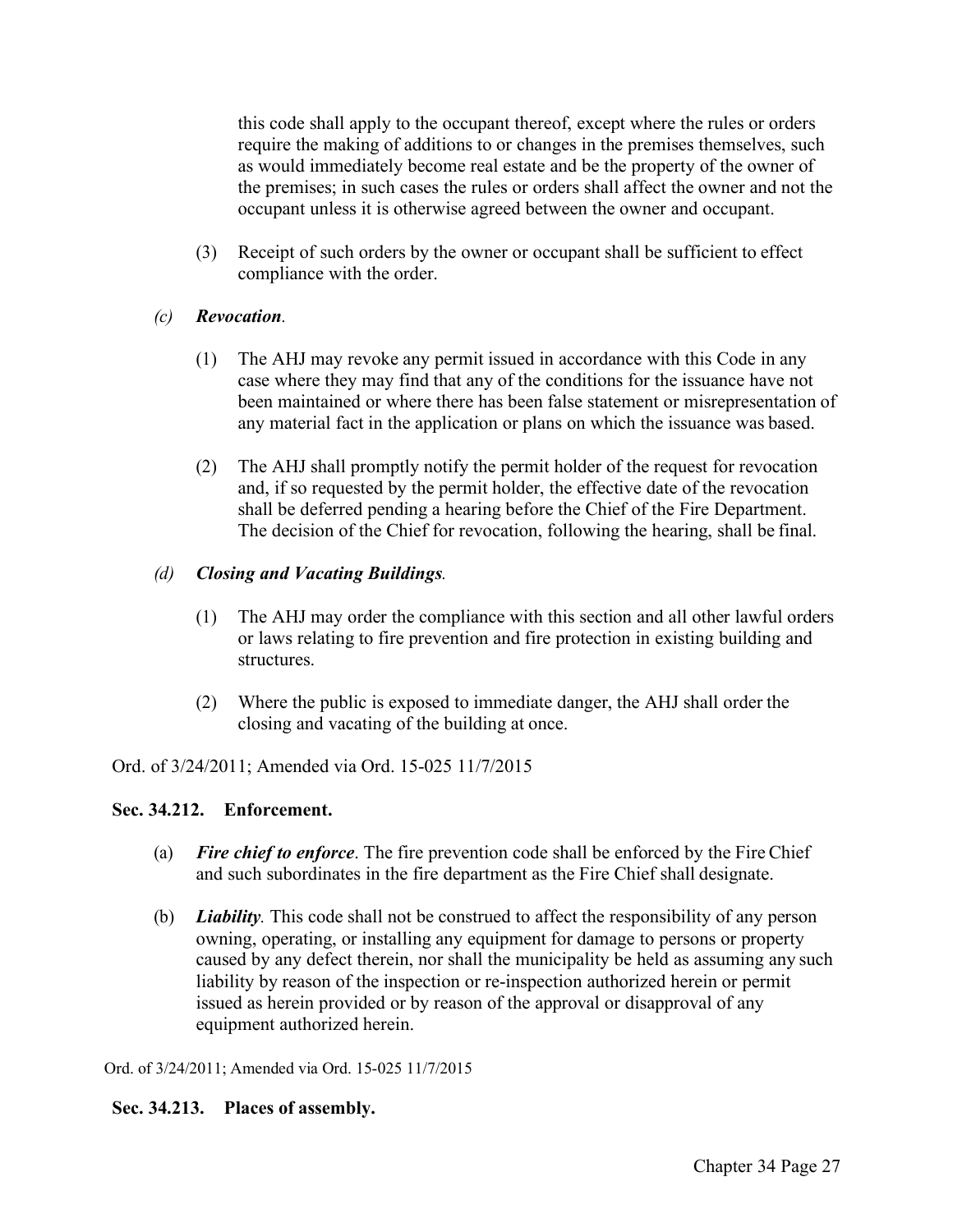this code shall apply to the occupant thereof, except where the rules or orders require the making of additions to or changes in the premises themselves, such as would immediately become real estate and be the property of the owner of the premises; in such cases the rules or orders shall affect the owner and not the occupant unless it is otherwise agreed between the owner and occupant.

(3) Receipt of such orders by the owner or occupant shall be sufficient to effect compliance with the order.

*(c)* ***Revocation****.*

(1) The AHJ may revoke any permit issued in accordance with this Code in any case where they may find that any of the conditions for the issuance have not been maintained or where there has been false statement or misrepresentation of any material fact in the application or plans on which the issuance was based.

(2) The AHJ shall promptly notify the permit holder of the request for revocation and, if so requested by the permit holder, the effective date of the revocation shall be deferred pending a hearing before the Chief of the Fire Department. The decision of the Chief for revocation, following the hearing, shall be final.

*(d)* ***Closing and Vacating Buildings****.*

(1) The AHJ may order the compliance with this section and all other lawful orders or laws relating to fire prevention and fire protection in existing building and structures.

(2) Where the public is exposed to immediate danger, the AHJ shall order the closing and vacating of the building at once.

Ord. of 3/24/2011; Amended via Ord. 15-025 11/7/2015

**Sec. 34.212. Enforcement.**

(a) ***Fire chief to enforce***. The fire prevention code shall be enforced by the Fire Chief and such subordinates in the fire department as the Fire Chief shall designate.

(b) ***Liability****.* This code shall not be construed to affect the responsibility of any person owning, operating, or installing any equipment for damage to persons or property caused by any defect therein, nor shall the municipality be held as assuming any such liability by reason of the inspection or re-inspection authorized herein or permit issued as herein provided or by reason of the approval or disapproval of any equipment authorized herein.

Ord. of 3/24/2011; Amended via Ord. 15-025 11/7/2015

**Sec. 34.213. Places of assembly.**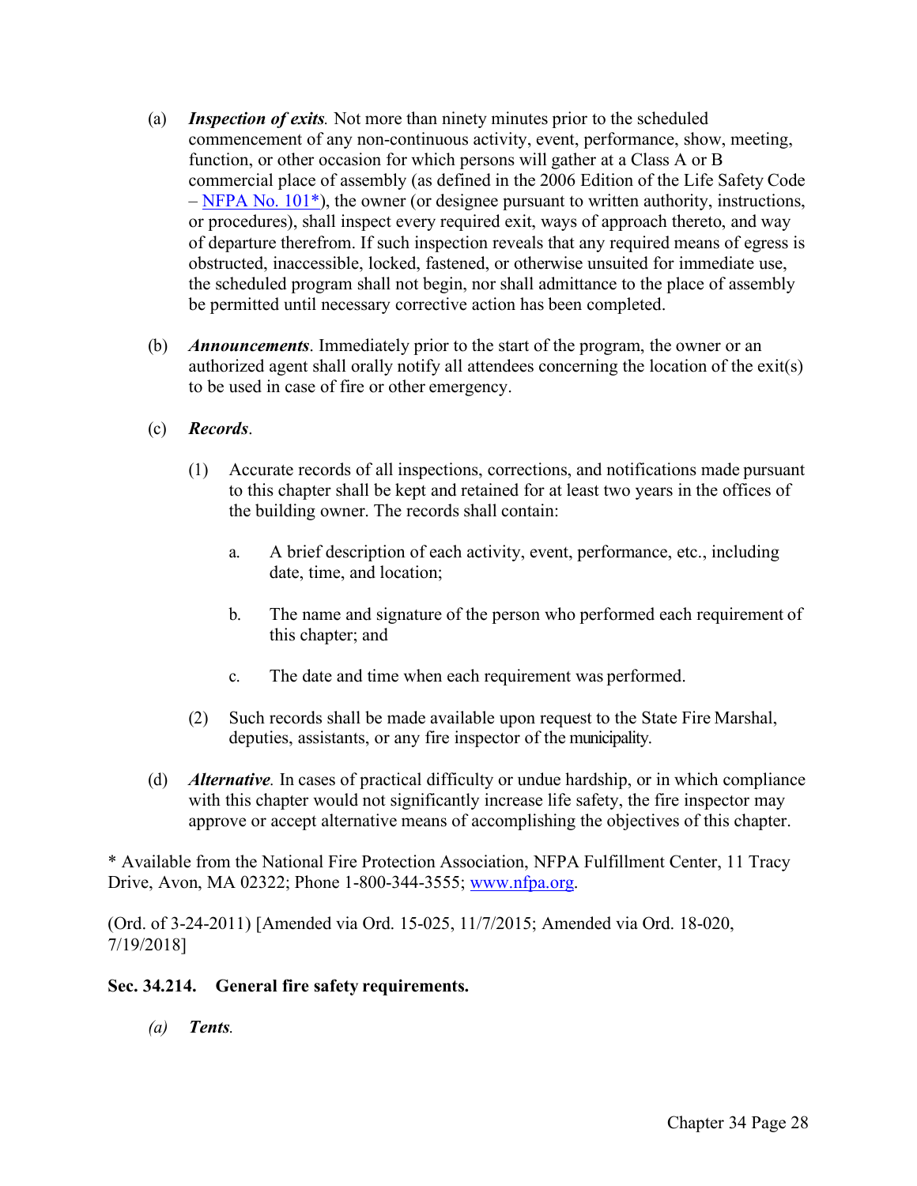(a) ***Inspection of exits****.* Not more than ninety minutes prior to the scheduled commencement of any non-continuous activity, event, performance, show, meeting, function, or other occasion for which persons will gather at a Class A or B commercial place of assembly (as defined in the 2006 Edition of the Life Safety Code – NFPA No. 101*), the owner (or designee pursuant to written authority, instructions, or procedures), shall inspect every required exit, ways of approach thereto, and way of departure therefrom. If such inspection reveals that any required means of egress is obstructed, inaccessible, locked, fastened, or otherwise unsuited for immediate use, the scheduled program shall not begin, nor shall admittance to the place of assembly be permitted until necessary corrective action has been completed.

(b) ***Announcements***. Immediately prior to the start of the program, the owner or an authorized agent shall orally notify all attendees concerning the location of the exit(s) to be used in case of fire or other emergency.

(c) ***Records***.

(1) Accurate records of all inspections, corrections, and notifications made pursuant to this chapter shall be kept and retained for at least two years in the offices of the building owner. The records shall contain:

a. A brief description of each activity, event, performance, etc., including date, time, and location;

b. The name and signature of the person who performed each requirement of this chapter; and

c. The date and time when each requirement was performed.

(2) Such records shall be made available upon request to the State Fire Marshal, deputies, assistants, or any fire inspector of the municipality.

(d) ***Alternative****.* In cases of practical difficulty or undue hardship, or in which compliance with this chapter would not significantly increase life safety, the fire inspector may approve or accept alternative means of accomplishing the objectives of this chapter.

* Available from the National Fire Protection Association, NFPA Fulfillment Center, 11 Tracy Drive, Avon, MA 02322; Phone 1-800-344-3555; www.nfpa.org.

(Ord. of 3-24-2011) [Amended via Ord. 15-025, 11/7/2015; Amended via Ord. 18-020, 7/19/2018]

**Sec. 34.214. General fire safety requirements.**

*(a)* ***Tents****.*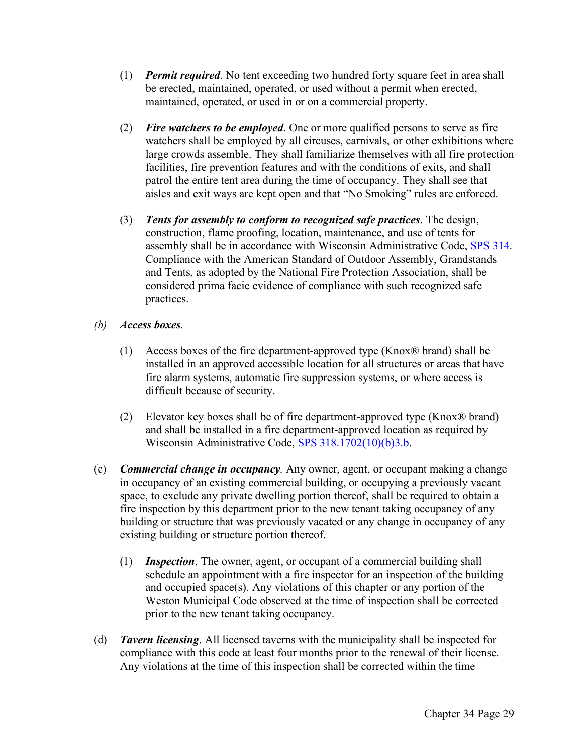(1) ***Permit required***. No tent exceeding two hundred forty square feet in area shall be erected, maintained, operated, or used without a permit when erected, maintained, operated, or used in or on a commercial property.

(2) ***Fire watchers to be employed***. One or more qualified persons to serve as fire watchers shall be employed by all circuses, carnivals, or other exhibitions where large crowds assemble. They shall familiarize themselves with all fire protection facilities, fire prevention features and with the conditions of exits, and shall patrol the entire tent area during the time of occupancy. They shall see that aisles and exit ways are kept open and that "No Smoking" rules are enforced.

(3) ***Tents for assembly to conform to recognized safe practices***. The design, construction, flame proofing, location, maintenance, and use of tents for assembly shall be in accordance with Wisconsin Administrative Code, SPS 314. Compliance with the American Standard of Outdoor Assembly, Grandstands and Tents, as adopted by the National Fire Protection Association, shall be considered prima facie evidence of compliance with such recognized safe practices.

*(b)* ***Access boxes***.

(1) Access boxes of the fire department-approved type (Knox® brand) shall be installed in an approved accessible location for all structures or areas that have fire alarm systems, automatic fire suppression systems, or where access is difficult because of security.

(2) Elevator key boxes shall be of fire department-approved type (Knox® brand) and shall be installed in a fire department-approved location as required by Wisconsin Administrative Code, SPS 318.1702(10)(b)3.b.

(c) ***Commercial change in occupancy***. Any owner, agent, or occupant making a change in occupancy of an existing commercial building, or occupying a previously vacant space, to exclude any private dwelling portion thereof, shall be required to obtain a fire inspection by this department prior to the new tenant taking occupancy of any building or structure that was previously vacated or any change in occupancy of any existing building or structure portion thereof.

(1) ***Inspection***. The owner, agent, or occupant of a commercial building shall schedule an appointment with a fire inspector for an inspection of the building and occupied space(s). Any violations of this chapter or any portion of the Weston Municipal Code observed at the time of inspection shall be corrected prior to the new tenant taking occupancy.

(d) ***Tavern licensing***. All licensed taverns with the municipality shall be inspected for compliance with this code at least four months prior to the renewal of their license. Any violations at the time of this inspection shall be corrected within the time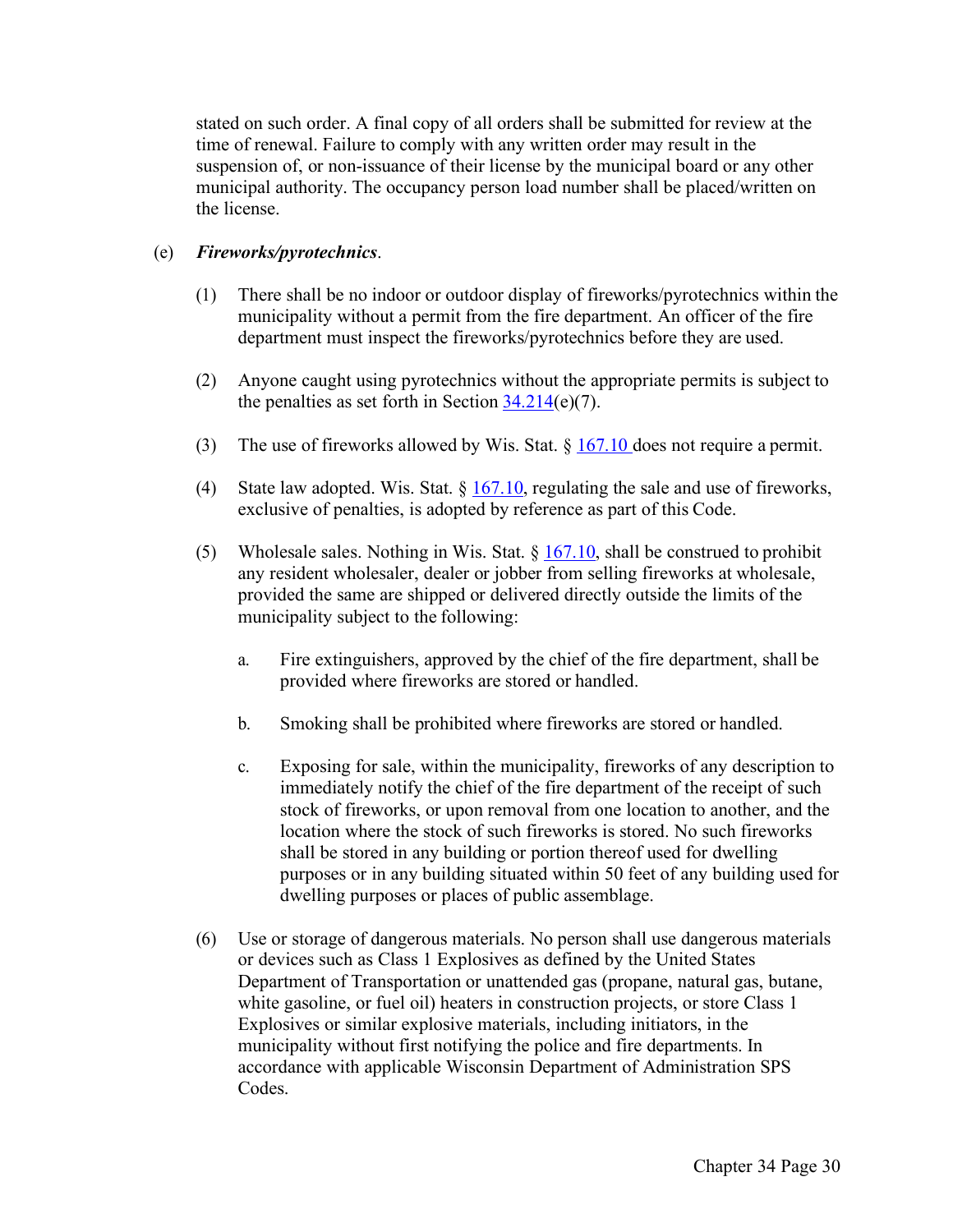stated on such order. A final copy of all orders shall be submitted for review at the time of renewal. Failure to comply with any written order may result in the suspension of, or non-issuance of their license by the municipal board or any other municipal authority. The occupancy person load number shall be placed/written on the license.

(e) ***Fireworks/pyrotechnics***.

(1) There shall be no indoor or outdoor display of fireworks/pyrotechnics within the municipality without a permit from the fire department. An officer of the fire department must inspect the fireworks/pyrotechnics before they are used.

(2) Anyone caught using pyrotechnics without the appropriate permits is subject to the penalties as set forth in Section 34.214(e)(7).

(3) The use of fireworks allowed by Wis. Stat. § 167.10 does not require a permit.

(4) State law adopted. Wis. Stat. § 167.10, regulating the sale and use of fireworks, exclusive of penalties, is adopted by reference as part of this Code.

(5) Wholesale sales. Nothing in Wis. Stat. § 167.10, shall be construed to prohibit any resident wholesaler, dealer or jobber from selling fireworks at wholesale, provided the same are shipped or delivered directly outside the limits of the municipality subject to the following:

a. Fire extinguishers, approved by the chief of the fire department, shall be provided where fireworks are stored or handled.

b. Smoking shall be prohibited where fireworks are stored or handled.

c. Exposing for sale, within the municipality, fireworks of any description to immediately notify the chief of the fire department of the receipt of such stock of fireworks, or upon removal from one location to another, and the location where the stock of such fireworks is stored. No such fireworks shall be stored in any building or portion thereof used for dwelling purposes or in any building situated within 50 feet of any building used for dwelling purposes or places of public assemblage.

(6) Use or storage of dangerous materials. No person shall use dangerous materials or devices such as Class 1 Explosives as defined by the United States Department of Transportation or unattended gas (propane, natural gas, butane, white gasoline, or fuel oil) heaters in construction projects, or store Class 1 Explosives or similar explosive materials, including initiators, in the municipality without first notifying the police and fire departments. In accordance with applicable Wisconsin Department of Administration SPS Codes.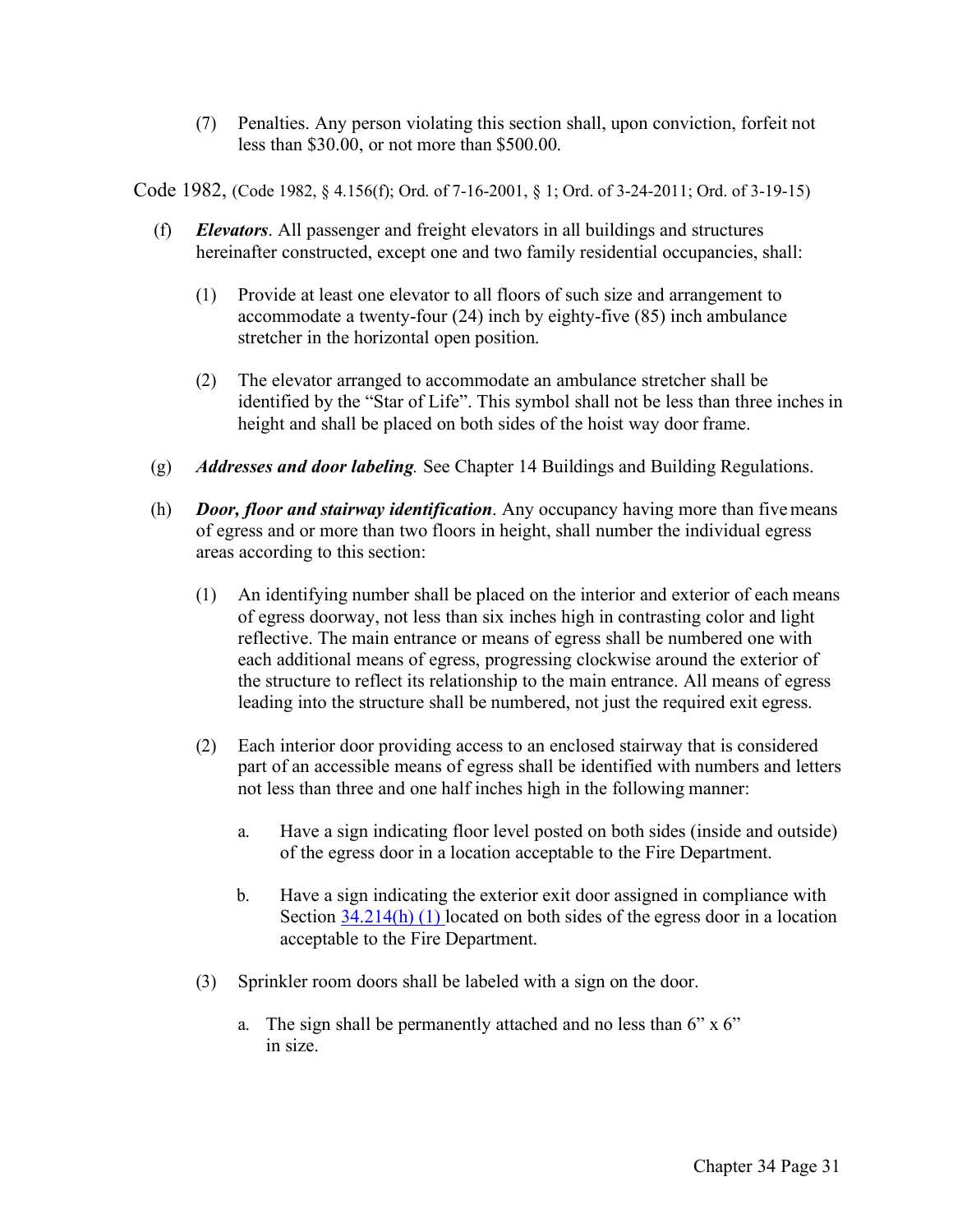(7) Penalties. Any person violating this section shall, upon conviction, forfeit not less than $30.00, or not more than $500.00.

Code 1982, (Code 1982, § 4.156(f); Ord. of 7-16-2001, § 1; Ord. of 3-24-2011; Ord. of 3-19-15)

(f) ***Elevators***. All passenger and freight elevators in all buildings and structures hereinafter constructed, except one and two family residential occupancies, shall:

(1) Provide at least one elevator to all floors of such size and arrangement to accommodate a twenty-four (24) inch by eighty-five (85) inch ambulance stretcher in the horizontal open position.

(2) The elevator arranged to accommodate an ambulance stretcher shall be identified by the "Star of Life". This symbol shall not be less than three inches in height and shall be placed on both sides of the hoist way door frame.

(g) ***Addresses and door labeling.*** See Chapter 14 Buildings and Building Regulations.

(h) ***Door, floor and stairway identification***. Any occupancy having more than five means of egress and or more than two floors in height, shall number the individual egress areas according to this section:

(1) An identifying number shall be placed on the interior and exterior of each means of egress doorway, not less than six inches high in contrasting color and light reflective. The main entrance or means of egress shall be numbered one with each additional means of egress, progressing clockwise around the exterior of the structure to reflect its relationship to the main entrance. All means of egress leading into the structure shall be numbered, not just the required exit egress.

(2) Each interior door providing access to an enclosed stairway that is considered part of an accessible means of egress shall be identified with numbers and letters not less than three and one half inches high in the following manner:

a. Have a sign indicating floor level posted on both sides (inside and outside) of the egress door in a location acceptable to the Fire Department.

b. Have a sign indicating the exterior exit door assigned in compliance with Section 34.214(h) (1) located on both sides of the egress door in a location acceptable to the Fire Department.

(3) Sprinkler room doors shall be labeled with a sign on the door.

a. The sign shall be permanently attached and no less than 6" x 6" in size.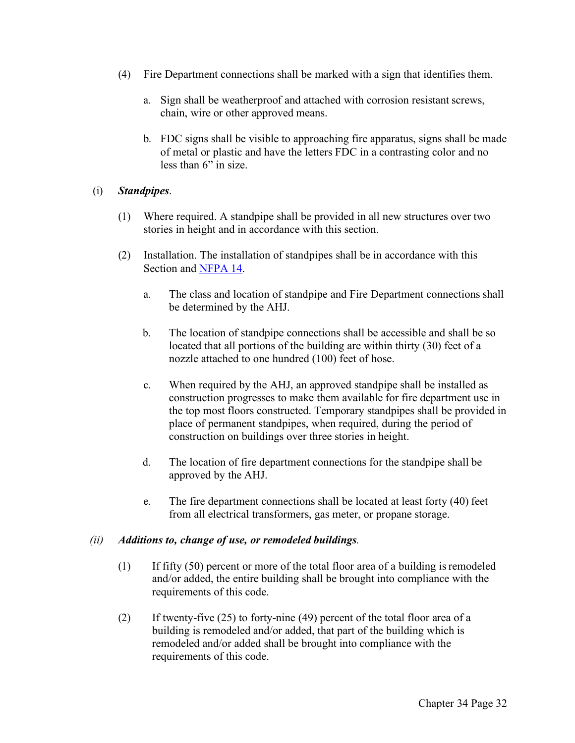(4) Fire Department connections shall be marked with a sign that identifies them.

a. Sign shall be weatherproof and attached with corrosion resistant screws, chain, wire or other approved means.

b. FDC signs shall be visible to approaching fire apparatus, signs shall be made of metal or plastic and have the letters FDC in a contrasting color and no less than 6" in size.

(i) ***Standpipes***.

(1) Where required. A standpipe shall be provided in all new structures over two stories in height and in accordance with this section.

(2) Installation. The installation of standpipes shall be in accordance with this Section and NFPA 14.

a. The class and location of standpipe and Fire Department connections shall be determined by the AHJ.

b. The location of standpipe connections shall be accessible and shall be so located that all portions of the building are within thirty (30) feet of a nozzle attached to one hundred (100) feet of hose.

c. When required by the AHJ, an approved standpipe shall be installed as construction progresses to make them available for fire department use in the top most floors constructed. Temporary standpipes shall be provided in place of permanent standpipes, when required, during the period of construction on buildings over three stories in height.

d. The location of fire department connections for the standpipe shall be approved by the AHJ.

e. The fire department connections shall be located at least forty (40) feet from all electrical transformers, gas meter, or propane storage.

*(ii)* ***Additions to, change of use, or remodeled buildings***.

(1) If fifty (50) percent or more of the total floor area of a building is remodeled and/or added, the entire building shall be brought into compliance with the requirements of this code.

(2) If twenty-five (25) to forty-nine (49) percent of the total floor area of a building is remodeled and/or added, that part of the building which is remodeled and/or added shall be brought into compliance with the requirements of this code.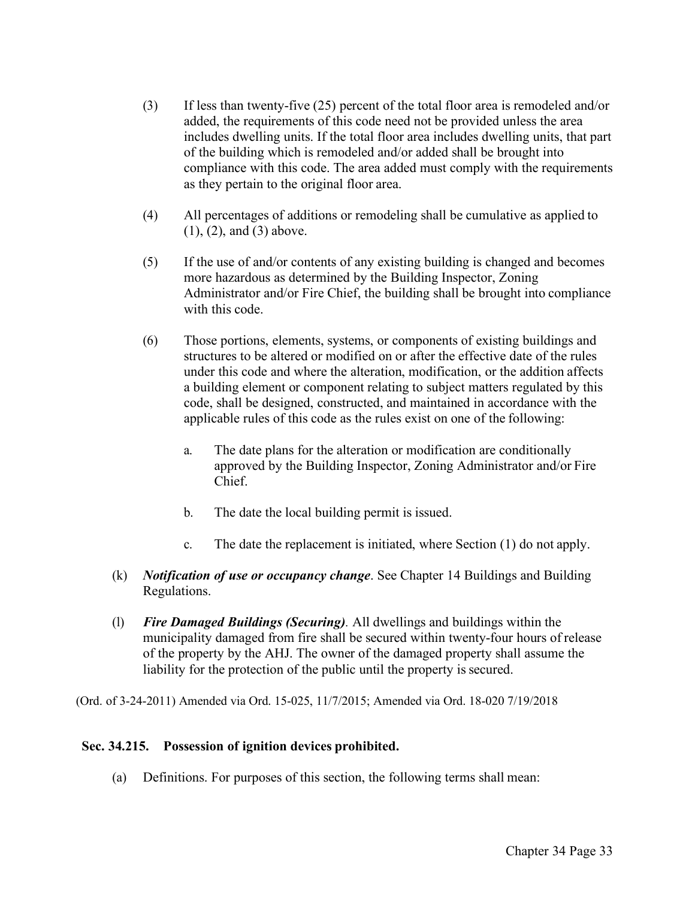(3) If less than twenty-five (25) percent of the total floor area is remodeled and/or added, the requirements of this code need not be provided unless the area includes dwelling units. If the total floor area includes dwelling units, that part of the building which is remodeled and/or added shall be brought into compliance with this code. The area added must comply with the requirements as they pertain to the original floor area.

(4) All percentages of additions or remodeling shall be cumulative as applied to (1), (2), and (3) above.

(5) If the use of and/or contents of any existing building is changed and becomes more hazardous as determined by the Building Inspector, Zoning Administrator and/or Fire Chief, the building shall be brought into compliance with this code.

(6) Those portions, elements, systems, or components of existing buildings and structures to be altered or modified on or after the effective date of the rules under this code and where the alteration, modification, or the addition affects a building element or component relating to subject matters regulated by this code, shall be designed, constructed, and maintained in accordance with the applicable rules of this code as the rules exist on one of the following:

   a. The date plans for the alteration or modification are conditionally approved by the Building Inspector, Zoning Administrator and/or Fire Chief.

   b. The date the local building permit is issued.

   c. The date the replacement is initiated, where Section (1) do not apply.

(k) ***Notification of use or occupancy change***. See Chapter 14 Buildings and Building Regulations.

(l) ***Fire Damaged Buildings (Securing)***. All dwellings and buildings within the municipality damaged from fire shall be secured within twenty-four hours of release of the property by the AHJ. The owner of the damaged property shall assume the liability for the protection of the public until the property is secured.

(Ord. of 3-24-2011) Amended via Ord. 15-025, 11/7/2015; Amended via Ord. 18-020 7/19/2018

### Sec. 34.215. Possession of ignition devices prohibited.

(a) Definitions. For purposes of this section, the following terms shall mean: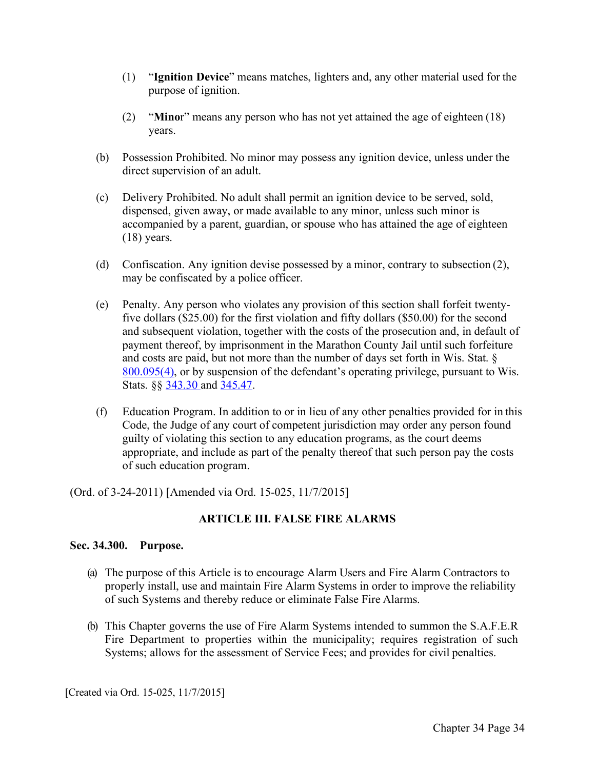(1) "**Ignition Device**" means matches, lighters and, any other material used for the purpose of ignition.

(2) "**Minor**" means any person who has not yet attained the age of eighteen (18) years.

(b) Possession Prohibited. No minor may possess any ignition device, unless under the direct supervision of an adult.

(c) Delivery Prohibited. No adult shall permit an ignition device to be served, sold, dispensed, given away, or made available to any minor, unless such minor is accompanied by a parent, guardian, or spouse who has attained the age of eighteen (18) years.

(d) Confiscation. Any ignition devise possessed by a minor, contrary to subsection (2), may be confiscated by a police officer.

(e) Penalty. Any person who violates any provision of this section shall forfeit twenty-five dollars ($25.00) for the first violation and fifty dollars ($50.00) for the second and subsequent violation, together with the costs of the prosecution and, in default of payment thereof, by imprisonment in the Marathon County Jail until such forfeiture and costs are paid, but not more than the number of days set forth in Wis. Stat. § 800.095(4), or by suspension of the defendant's operating privilege, pursuant to Wis. Stats. §§ 343.30 and 345.47.

(f) Education Program. In addition to or in lieu of any other penalties provided for in this Code, the Judge of any court of competent jurisdiction may order any person found guilty of violating this section to any education programs, as the court deems appropriate, and include as part of the penalty thereof that such person pay the costs of such education program.

(Ord. of 3-24-2011) [Amended via Ord. 15-025, 11/7/2015]

## ARTICLE III. FALSE FIRE ALARMS

### Sec. 34.300. Purpose.

(a) The purpose of this Article is to encourage Alarm Users and Fire Alarm Contractors to properly install, use and maintain Fire Alarm Systems in order to improve the reliability of such Systems and thereby reduce or eliminate False Fire Alarms.

(b) This Chapter governs the use of Fire Alarm Systems intended to summon the S.A.F.E.R Fire Department to properties within the municipality; requires registration of such Systems; allows for the assessment of Service Fees; and provides for civil penalties.

[Created via Ord. 15-025, 11/7/2015]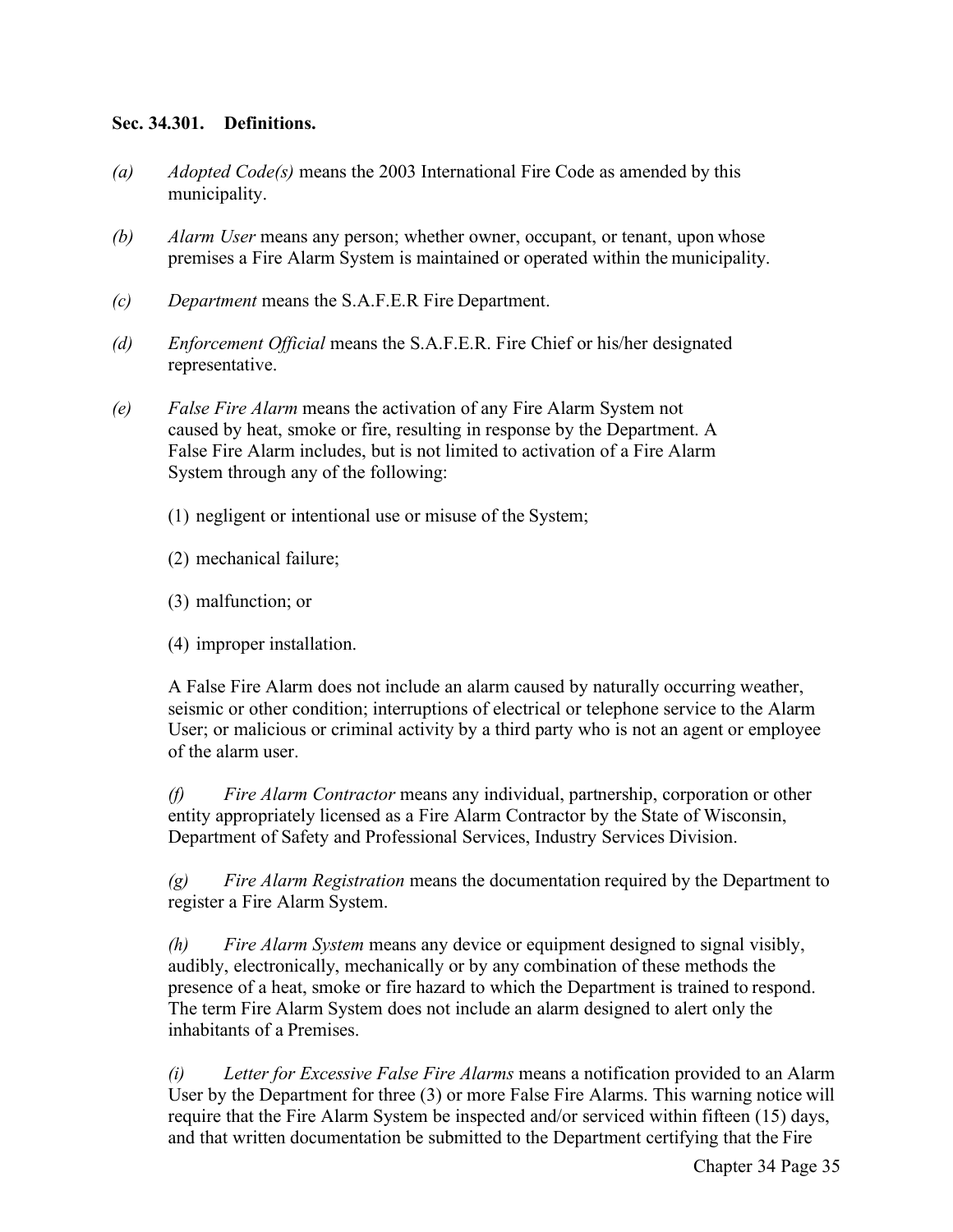### Sec. 34.301. Definitions.

*(a)* *Adopted Code(s)* means the 2003 International Fire Code as amended by this municipality.

*(b)* *Alarm User* means any person; whether owner, occupant, or tenant, upon whose premises a Fire Alarm System is maintained or operated within the municipality.

*(c)* *Department* means the S.A.F.E.R Fire Department.

*(d)* *Enforcement Official* means the S.A.F.E.R. Fire Chief or his/her designated representative.

*(e)* *False Fire Alarm* means the activation of any Fire Alarm System not caused by heat, smoke or fire, resulting in response by the Department. A False Fire Alarm includes, but is not limited to activation of a Fire Alarm System through any of the following:

(1) negligent or intentional use or misuse of the System;

(2) mechanical failure;

(3) malfunction; or

(4) improper installation.

A False Fire Alarm does not include an alarm caused by naturally occurring weather, seismic or other condition; interruptions of electrical or telephone service to the Alarm User; or malicious or criminal activity by a third party who is not an agent or employee of the alarm user.

*(f)* *Fire Alarm Contractor* means any individual, partnership, corporation or other entity appropriately licensed as a Fire Alarm Contractor by the State of Wisconsin, Department of Safety and Professional Services, Industry Services Division.

*(g)* *Fire Alarm Registration* means the documentation required by the Department to register a Fire Alarm System.

*(h)* *Fire Alarm System* means any device or equipment designed to signal visibly, audibly, electronically, mechanically or by any combination of these methods the presence of a heat, smoke or fire hazard to which the Department is trained to respond. The term Fire Alarm System does not include an alarm designed to alert only the inhabitants of a Premises.

*(i)* *Letter for Excessive False Fire Alarms* means a notification provided to an Alarm User by the Department for three (3) or more False Fire Alarms. This warning notice will require that the Fire Alarm System be inspected and/or serviced within fifteen (15) days, and that written documentation be submitted to the Department certifying that the Fire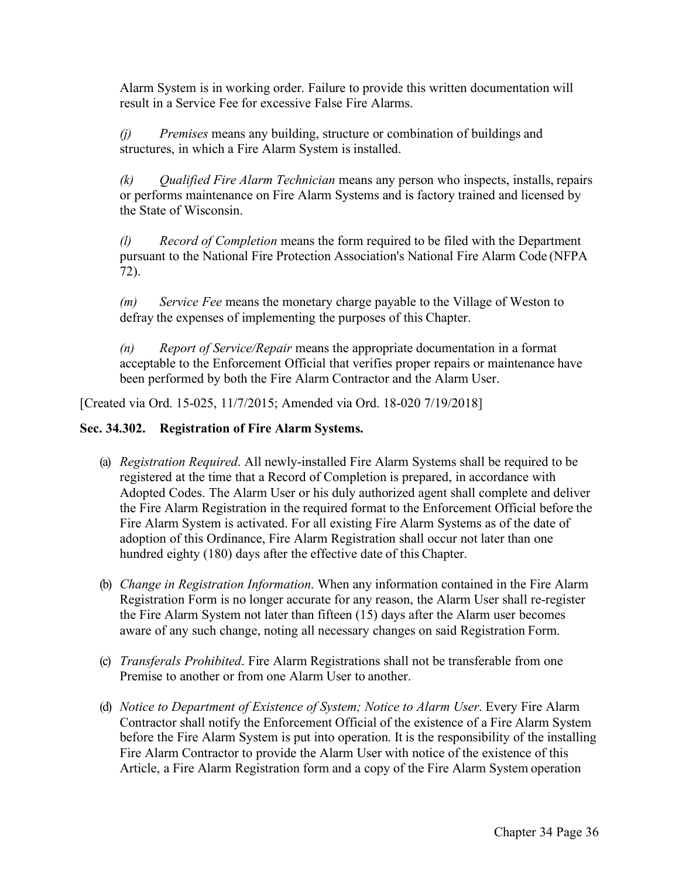Alarm System is in working order. Failure to provide this written documentation will result in a Service Fee for excessive False Fire Alarms.

*(j)* *Premises* means any building, structure or combination of buildings and structures, in which a Fire Alarm System is installed.

*(k)* *Qualified Fire Alarm Technician* means any person who inspects, installs, repairs or performs maintenance on Fire Alarm Systems and is factory trained and licensed by the State of Wisconsin.

*(l)* *Record of Completion* means the form required to be filed with the Department pursuant to the National Fire Protection Association's National Fire Alarm Code (NFPA 72).

*(m)* *Service Fee* means the monetary charge payable to the Village of Weston to defray the expenses of implementing the purposes of this Chapter.

*(n)* *Report of Service/Repair* means the appropriate documentation in a format acceptable to the Enforcement Official that verifies proper repairs or maintenance have been performed by both the Fire Alarm Contractor and the Alarm User.

[Created via Ord. 15-025, 11/7/2015; Amended via Ord. 18-020 7/19/2018]

**Sec. 34.302. Registration of Fire Alarm Systems.**

(a) *Registration Required*. All newly-installed Fire Alarm Systems shall be required to be registered at the time that a Record of Completion is prepared, in accordance with Adopted Codes. The Alarm User or his duly authorized agent shall complete and deliver the Fire Alarm Registration in the required format to the Enforcement Official before the Fire Alarm System is activated. For all existing Fire Alarm Systems as of the date of adoption of this Ordinance, Fire Alarm Registration shall occur not later than one hundred eighty (180) days after the effective date of this Chapter.

(b) *Change in Registration Information*. When any information contained in the Fire Alarm Registration Form is no longer accurate for any reason, the Alarm User shall re-register the Fire Alarm System not later than fifteen (15) days after the Alarm user becomes aware of any such change, noting all necessary changes on said Registration Form.

(c) *Transferals Prohibited*. Fire Alarm Registrations shall not be transferable from one Premise to another or from one Alarm User to another.

(d) *Notice to Department of Existence of System; Notice to Alarm User*. Every Fire Alarm Contractor shall notify the Enforcement Official of the existence of a Fire Alarm System before the Fire Alarm System is put into operation. It is the responsibility of the installing Fire Alarm Contractor to provide the Alarm User with notice of the existence of this Article, a Fire Alarm Registration form and a copy of the Fire Alarm System operation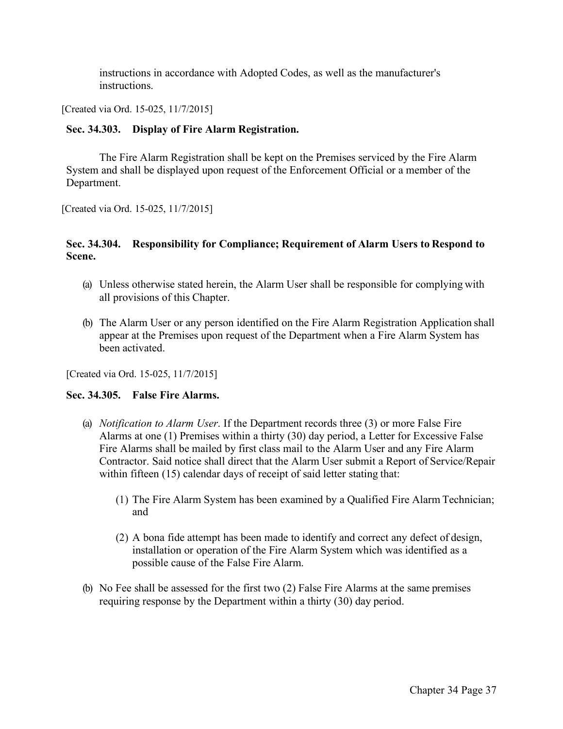instructions in accordance with Adopted Codes, as well as the manufacturer's instructions.

[Created via Ord. 15-025, 11/7/2015]

**Sec. 34.303. Display of Fire Alarm Registration.**

The Fire Alarm Registration shall be kept on the Premises serviced by the Fire Alarm System and shall be displayed upon request of the Enforcement Official or a member of the Department.

[Created via Ord. 15-025, 11/7/2015]

**Sec. 34.304. Responsibility for Compliance; Requirement of Alarm Users to Respond to Scene.**

(a) Unless otherwise stated herein, the Alarm User shall be responsible for complying with all provisions of this Chapter.

(b) The Alarm User or any person identified on the Fire Alarm Registration Application shall appear at the Premises upon request of the Department when a Fire Alarm System has been activated.

[Created via Ord. 15-025, 11/7/2015]

**Sec. 34.305. False Fire Alarms.**

(a) *Notification to Alarm User*. If the Department records three (3) or more False Fire Alarms at one (1) Premises within a thirty (30) day period, a Letter for Excessive False Fire Alarms shall be mailed by first class mail to the Alarm User and any Fire Alarm Contractor. Said notice shall direct that the Alarm User submit a Report of Service/Repair within fifteen (15) calendar days of receipt of said letter stating that:

   (1) The Fire Alarm System has been examined by a Qualified Fire Alarm Technician; and

   (2) A bona fide attempt has been made to identify and correct any defect of design, installation or operation of the Fire Alarm System which was identified as a possible cause of the False Fire Alarm.

(b) No Fee shall be assessed for the first two (2) False Fire Alarms at the same premises requiring response by the Department within a thirty (30) day period.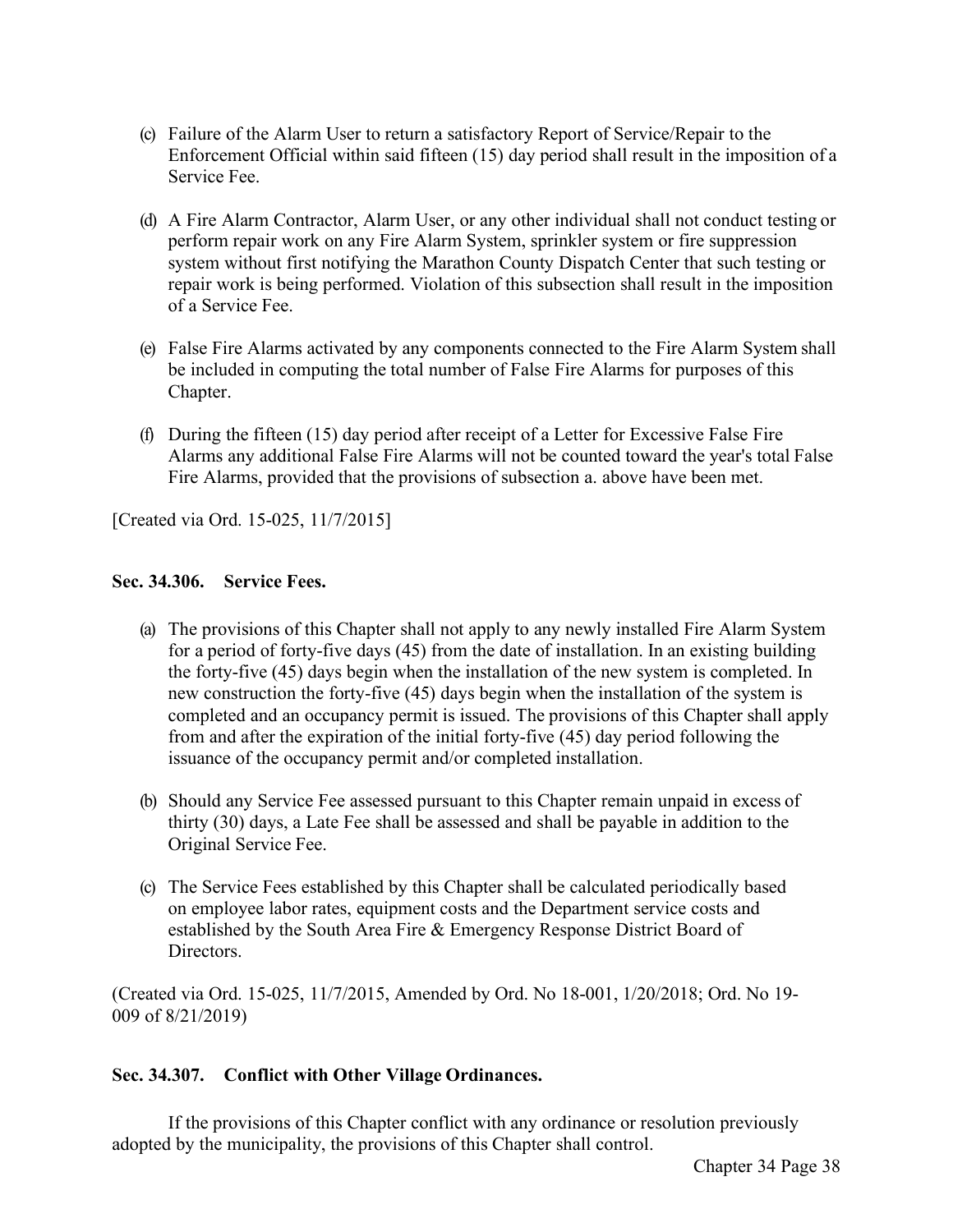(c) Failure of the Alarm User to return a satisfactory Report of Service/Repair to the Enforcement Official within said fifteen (15) day period shall result in the imposition of a Service Fee.

(d) A Fire Alarm Contractor, Alarm User, or any other individual shall not conduct testing or perform repair work on any Fire Alarm System, sprinkler system or fire suppression system without first notifying the Marathon County Dispatch Center that such testing or repair work is being performed. Violation of this subsection shall result in the imposition of a Service Fee.

(e) False Fire Alarms activated by any components connected to the Fire Alarm System shall be included in computing the total number of False Fire Alarms for purposes of this Chapter.

(f) During the fifteen (15) day period after receipt of a Letter for Excessive False Fire Alarms any additional False Fire Alarms will not be counted toward the year's total False Fire Alarms, provided that the provisions of subsection a. above have been met.

[Created via Ord. 15-025, 11/7/2015]

**Sec. 34.306. Service Fees.**

(a) The provisions of this Chapter shall not apply to any newly installed Fire Alarm System for a period of forty-five days (45) from the date of installation. In an existing building the forty-five (45) days begin when the installation of the new system is completed. In new construction the forty-five (45) days begin when the installation of the system is completed and an occupancy permit is issued. The provisions of this Chapter shall apply from and after the expiration of the initial forty-five (45) day period following the issuance of the occupancy permit and/or completed installation.

(b) Should any Service Fee assessed pursuant to this Chapter remain unpaid in excess of thirty (30) days, a Late Fee shall be assessed and shall be payable in addition to the Original Service Fee.

(c) The Service Fees established by this Chapter shall be calculated periodically based on employee labor rates, equipment costs and the Department service costs and established by the South Area Fire & Emergency Response District Board of Directors.

(Created via Ord. 15-025, 11/7/2015, Amended by Ord. No 18-001, 1/20/2018; Ord. No 19-009 of 8/21/2019)

**Sec. 34.307. Conflict with Other Village Ordinances.**

If the provisions of this Chapter conflict with any ordinance or resolution previously adopted by the municipality, the provisions of this Chapter shall control.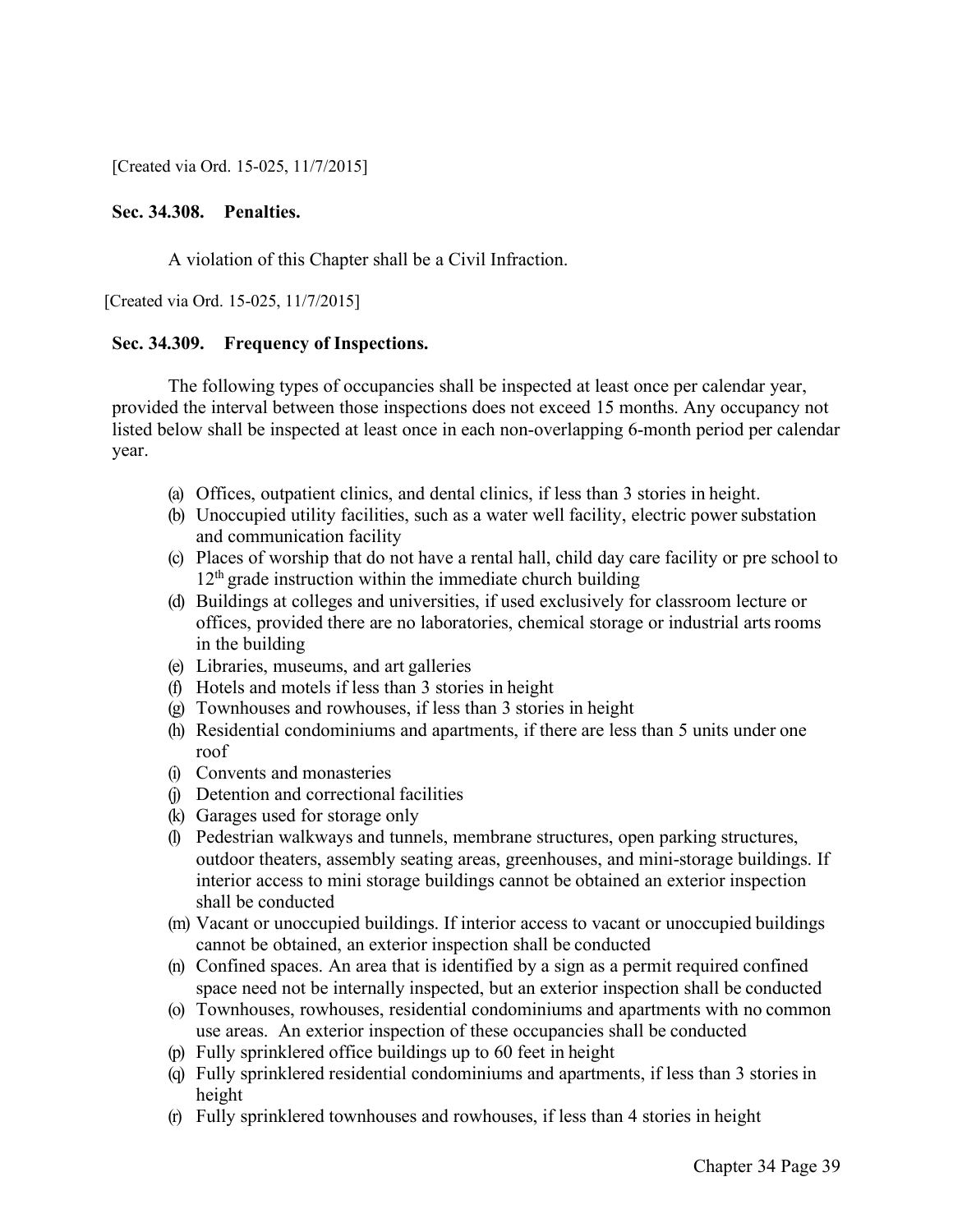[Created via Ord. 15-025, 11/7/2015]

### Sec. 34.308. Penalties.

A violation of this Chapter shall be a Civil Infraction.

[Created via Ord. 15-025, 11/7/2015]

### Sec. 34.309. Frequency of Inspections.

The following types of occupancies shall be inspected at least once per calendar year, provided the interval between those inspections does not exceed 15 months. Any occupancy not listed below shall be inspected at least once in each non-overlapping 6-month period per calendar year.

(a) Offices, outpatient clinics, and dental clinics, if less than 3 stories in height.
(b) Unoccupied utility facilities, such as a water well facility, electric power substation and communication facility
(c) Places of worship that do not have a rental hall, child day care facility or pre school to 12th grade instruction within the immediate church building
(d) Buildings at colleges and universities, if used exclusively for classroom lecture or offices, provided there are no laboratories, chemical storage or industrial arts rooms in the building
(e) Libraries, museums, and art galleries
(f) Hotels and motels if less than 3 stories in height
(g) Townhouses and rowhouses, if less than 3 stories in height
(h) Residential condominiums and apartments, if there are less than 5 units under one roof
(i) Convents and monasteries
(j) Detention and correctional facilities
(k) Garages used for storage only
(l) Pedestrian walkways and tunnels, membrane structures, open parking structures, outdoor theaters, assembly seating areas, greenhouses, and mini-storage buildings. If interior access to mini storage buildings cannot be obtained an exterior inspection shall be conducted
(m) Vacant or unoccupied buildings. If interior access to vacant or unoccupied buildings cannot be obtained, an exterior inspection shall be conducted
(n) Confined spaces. An area that is identified by a sign as a permit required confined space need not be internally inspected, but an exterior inspection shall be conducted
(o) Townhouses, rowhouses, residential condominiums and apartments with no common use areas. An exterior inspection of these occupancies shall be conducted
(p) Fully sprinklered office buildings up to 60 feet in height
(q) Fully sprinklered residential condominiums and apartments, if less than 3 stories in height
(r) Fully sprinklered townhouses and rowhouses, if less than 4 stories in height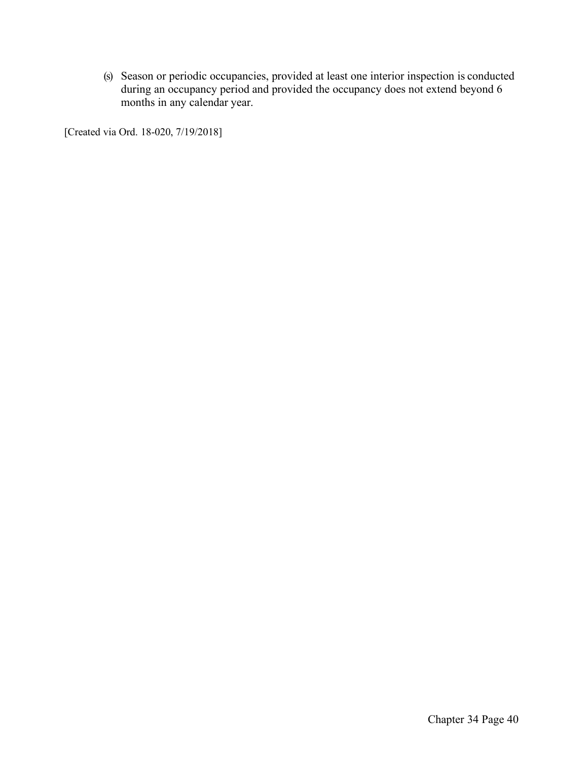(s) Season or periodic occupancies, provided at least one interior inspection is conducted during an occupancy period and provided the occupancy does not extend beyond 6 months in any calendar year.

[Created via Ord. 18-020, 7/19/2018]